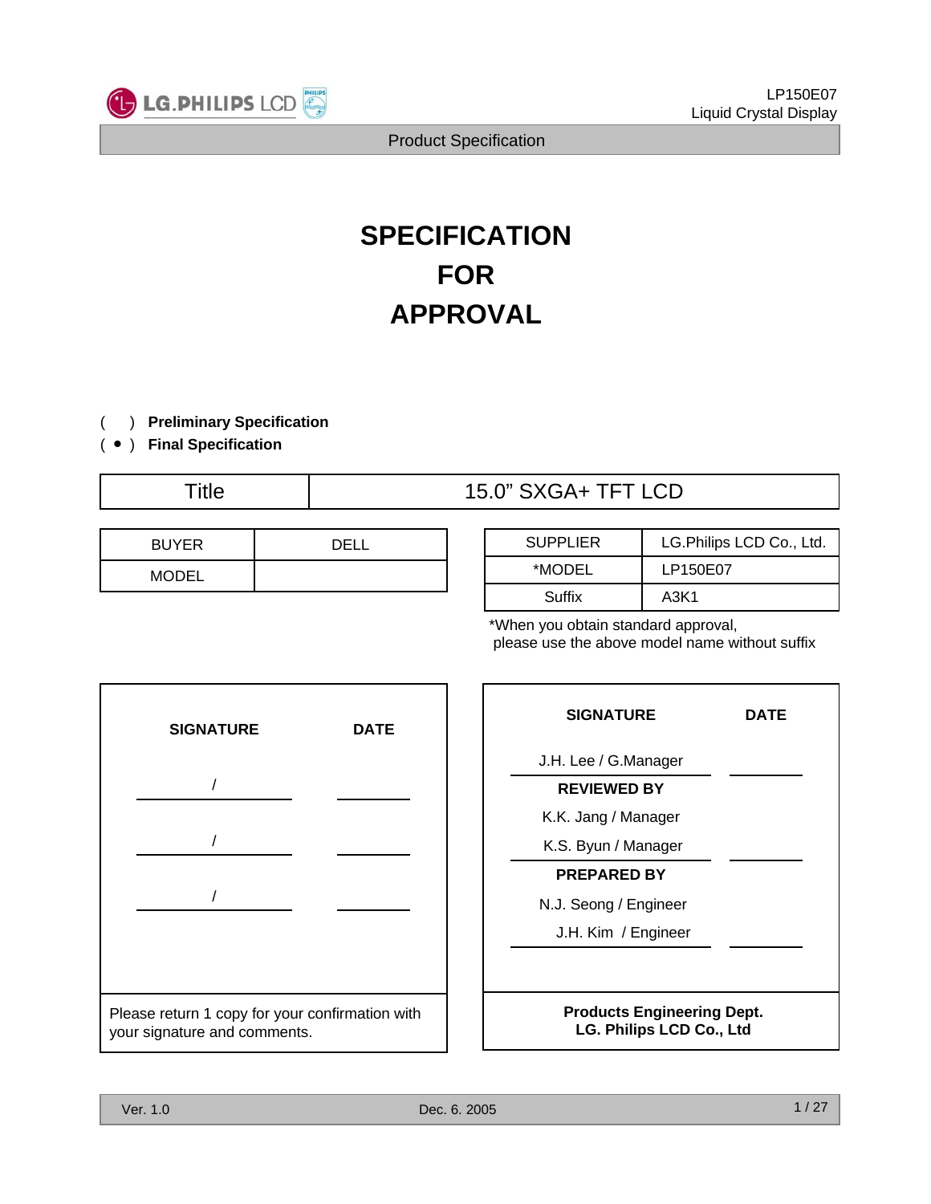# SPECIFICATION FOR APPROVAL

( ) **Preliminary Specification**

( ● ) **Final Specification**

| Title | 15.0” SXGA+ TFT LCD |
|---|---|

| BUYER | DELL |
|---|---|
| MODEL | |

| SUPPLIER | LG.Philips LCD Co., Ltd. |
|---|---|
| *MODEL | LP150E07 |
| Suffix | A3K1 |

*When you obtain standard approval, please use the above model name without suffix

| SIGNATURE | DATE |
|---|---|
| / | |
| / | |
| / | |

Please return 1 copy for your confirmation with your signature and comments.

| SIGNATURE | DATE |
|---|---|
| J.H. Lee / G.Manager | |
| **REVIEWED BY** | |
| K.K. Jang / Manager | |
| K.S. Byun / Manager | |
| **PREPARED BY** | |
| N.J. Seong / Engineer | |
| J.H. Kim / Engineer | |

**Products Engineering Dept.**
**LG. Philips LCD Co., Ltd**

Ver. 1.0 Dec. 6. 2005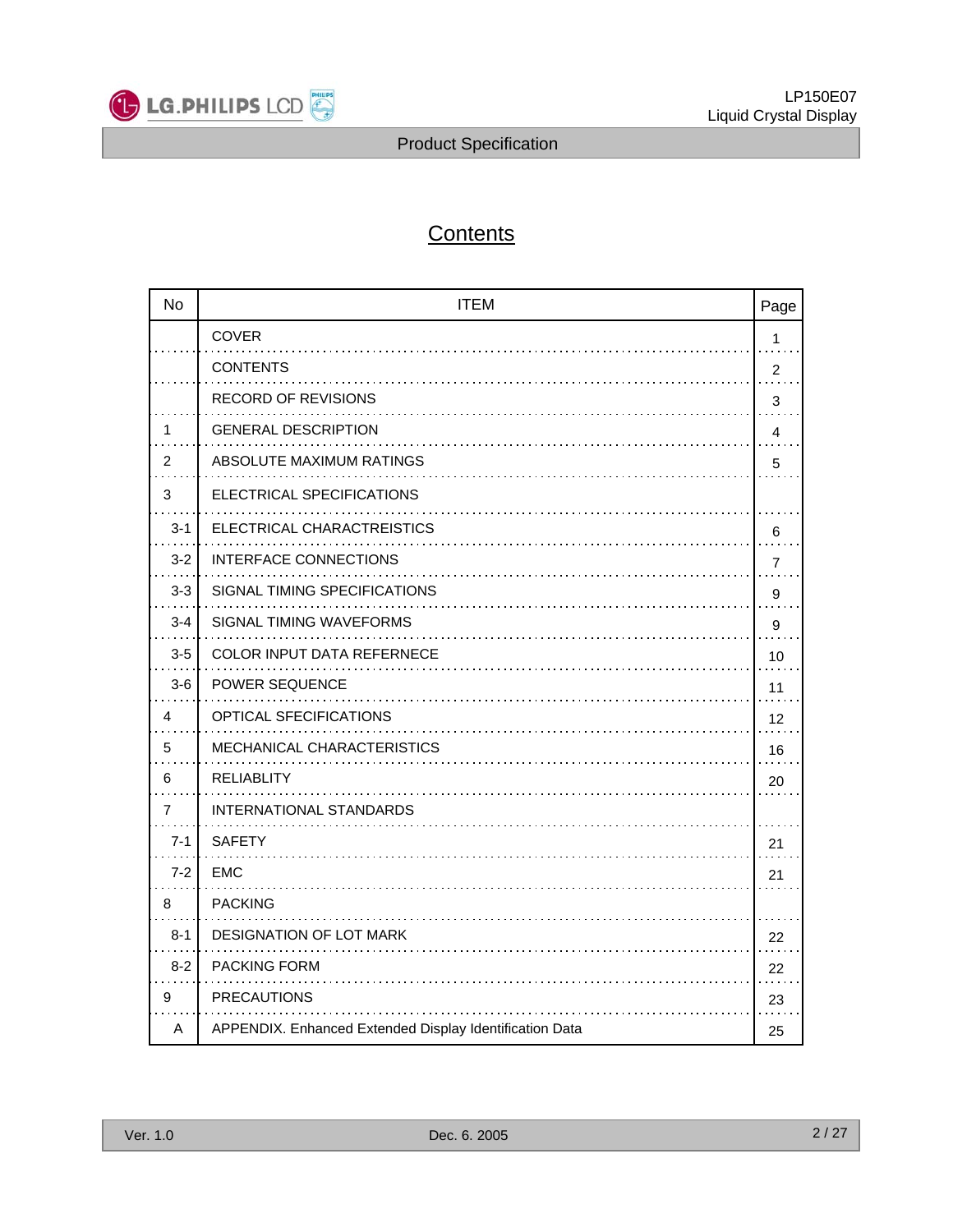# Contents

| No | ITEM | Page |
|---|---|---|
| | COVER | 1 |
| | CONTENTS | 2 |
| | RECORD OF REVISIONS | 3 |
| 1 | GENERAL DESCRIPTION | 4 |
| 2 | ABSOLUTE MAXIMUM RATINGS | 5 |
| 3 | ELECTRICAL SPECIFICATIONS | |
| 3-1 | ELECTRICAL CHARACTREISTICS | 6 |
| 3-2 | INTERFACE CONNECTIONS | 7 |
| 3-3 | SIGNAL TIMING SPECIFICATIONS | 9 |
| 3-4 | SIGNAL TIMING WAVEFORMS | 9 |
| 3-5 | COLOR INPUT DATA REFERNECE | 10 |
| 3-6 | POWER SEQUENCE | 11 |
| 4 | OPTICAL SFECIFICATIONS | 12 |
| 5 | MECHANICAL CHARACTERISTICS | 16 |
| 6 | RELIABLITY | 20 |
| 7 | INTERNATIONAL STANDARDS | |
| 7-1 | SAFETY | 21 |
| 7-2 | EMC | 21 |
| 8 | PACKING | |
| 8-1 | DESIGNATION OF LOT MARK | 22 |
| 8-2 | PACKING FORM | 22 |
| 9 | PRECAUTIONS | 23 |
| A | APPENDIX. Enhanced Extended Display Identification Data | 25 |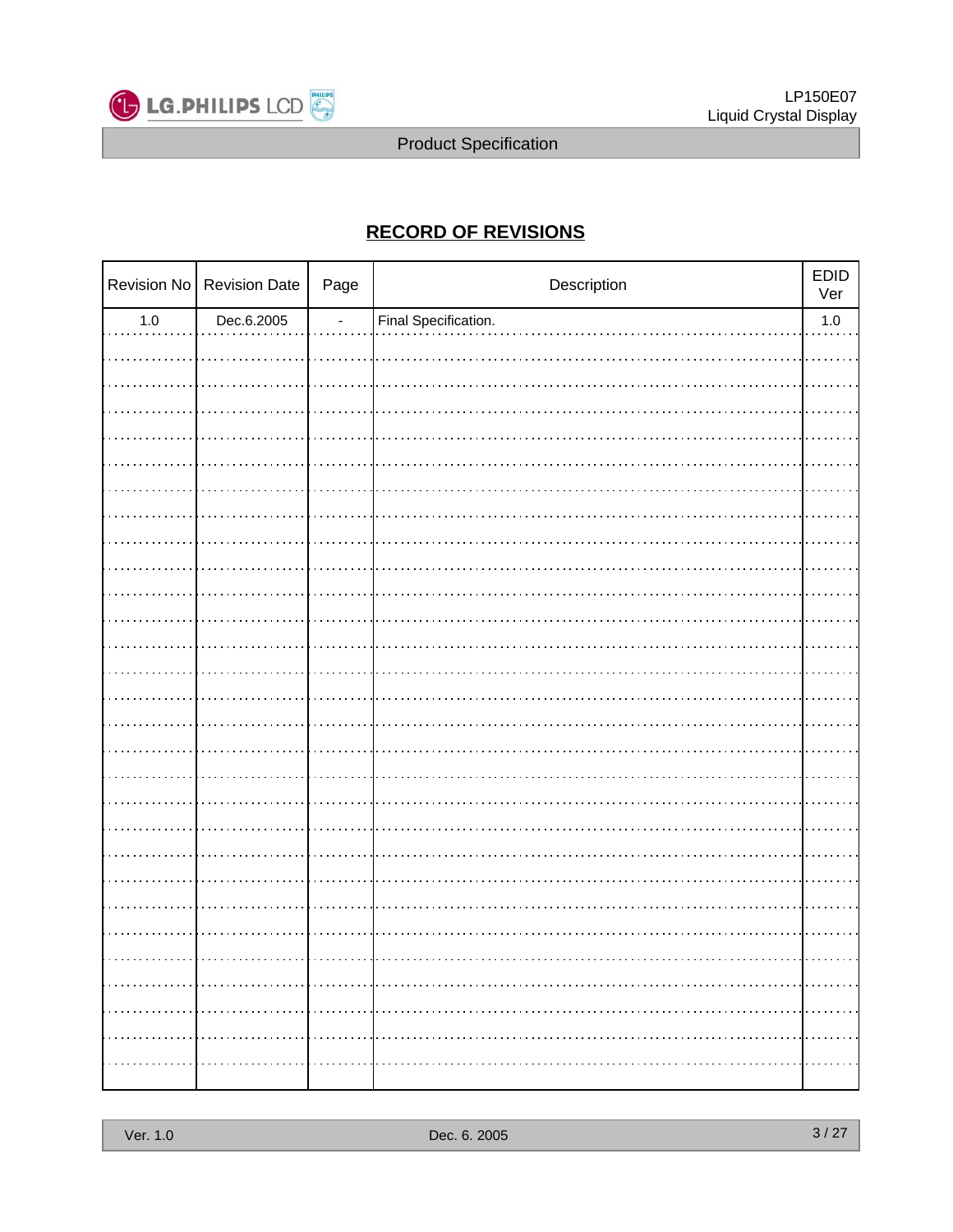## RECORD OF REVISIONS

| Revision No | Revision Date | Page | Description | EDID Ver |
|---|---|---|---|---|
| 1.0 | Dec.6.2005 | - | Final Specification. | 1.0 |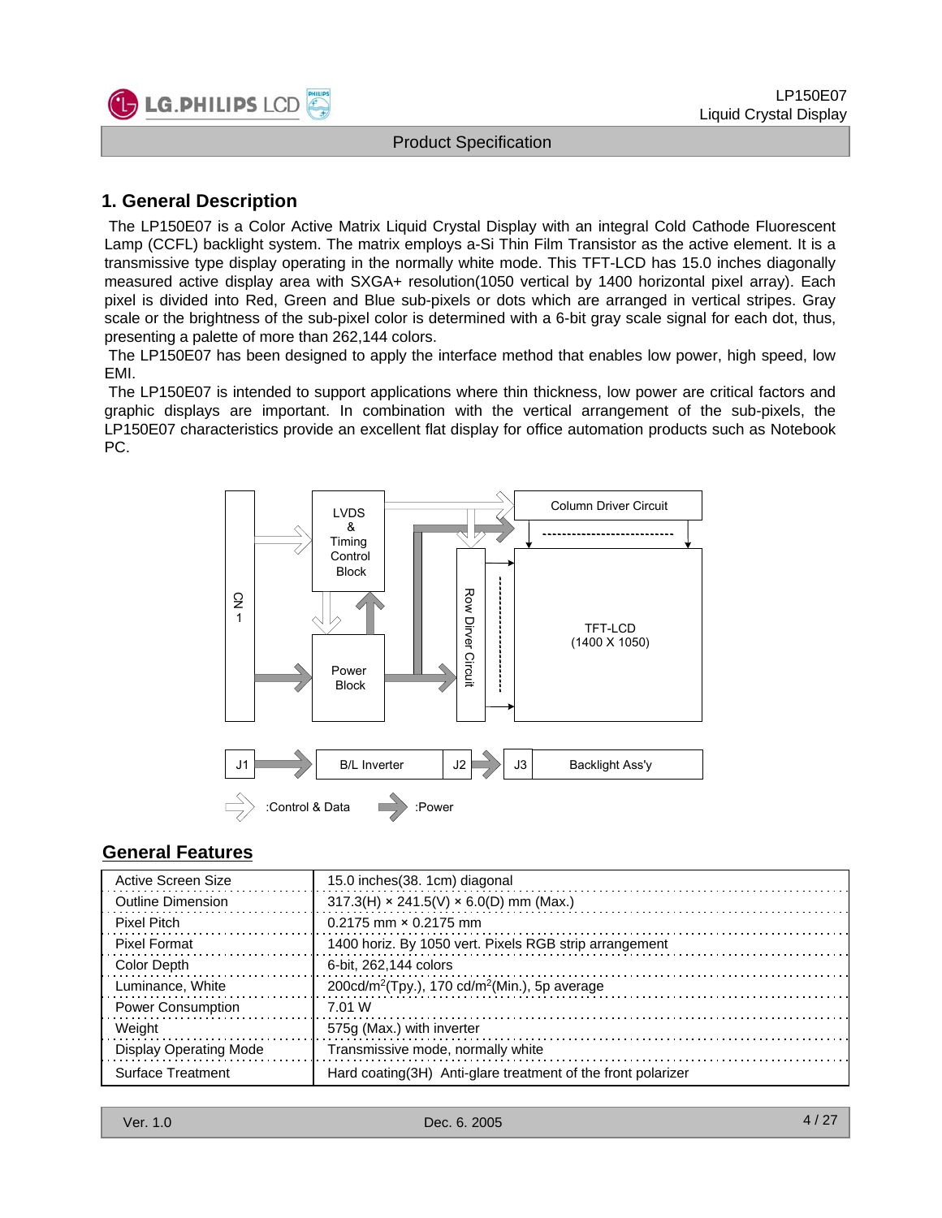# 1. General Description

The LP150E07 is a Color Active Matrix Liquid Crystal Display with an integral Cold Cathode Fluorescent Lamp (CCFL) backlight system. The matrix employs a-Si Thin Film Transistor as the active element. It is a transmissive type display operating in the normally white mode. This TFT-LCD has 15.0 inches diagonally measured active display area with SXGA+ resolution(1050 vertical by 1400 horizontal pixel array). Each pixel is divided into Red, Green and Blue sub-pixels or dots which are arranged in vertical stripes. Gray scale or the brightness of the sub-pixel color is determined with a 6-bit gray scale signal for each dot, thus, presenting a palette of more than 262,144 colors.

The LP150E07 has been designed to apply the interface method that enables low power, high speed, low EMI.

The LP150E07 is intended to support applications where thin thickness, low power are critical factors and graphic displays are important. In combination with the vertical arrangement of the sub-pixels, the LP150E07 characteristics provide an excellent flat display for office automation products such as Notebook PC.

CN 1

LVDS & Timing Control Block

Power Block

Column Driver Circuit

Row Driver Circuit

TFT-LCD (1400 X 1050)

J1 → B/L Inverter J2 → J3 Backlight Ass'y

:Control & Data :Power

## General Features

| | |
|---|---|
| Active Screen Size | 15.0 inches(38. 1cm) diagonal |
| Outline Dimension | 317.3(H) × 241.5(V) × 6.0(D) mm (Max.) |
| Pixel Pitch | 0.2175 mm × 0.2175 mm |
| Pixel Format | 1400 horiz. By 1050 vert. Pixels RGB strip arrangement |
| Color Depth | 6-bit, 262,144 colors |
| Luminance, White | 200cd/m$^2$(Tpy.), 170 cd/m$^2$(Min.), 5p average |
| Power Consumption | 7.01 W |
| Weight | 575g (Max.) with inverter |
| Display Operating Mode | Transmissive mode, normally white |
| Surface Treatment | Hard coating(3H) Anti-glare treatment of the front polarizer |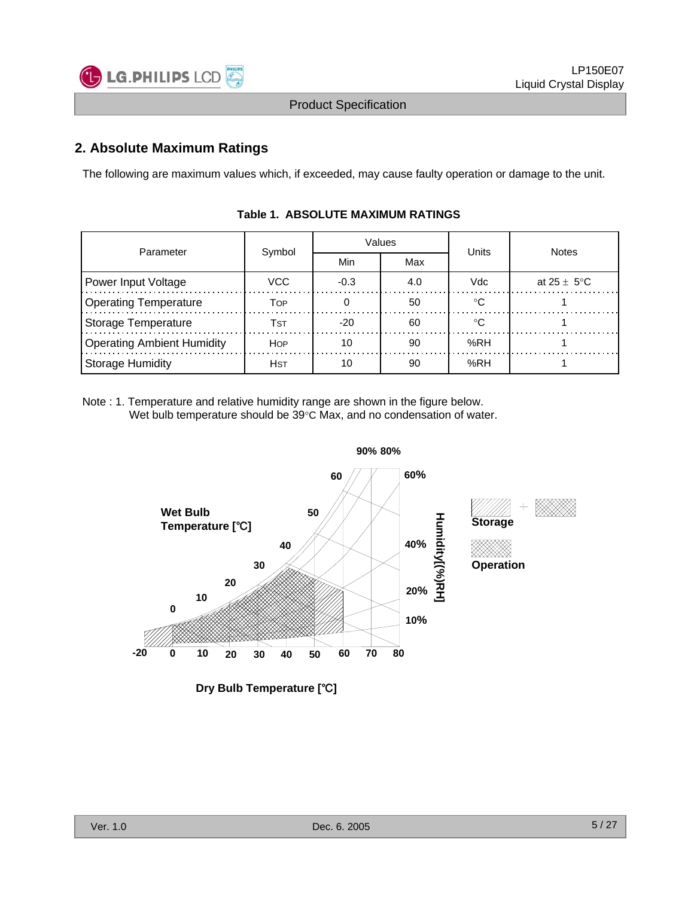## 2. Absolute Maximum Ratings

The following are maximum values which, if exceeded, may cause faulty operation or damage to the unit.

**Table 1. ABSOLUTE MAXIMUM RATINGS**

| Parameter | Symbol | Values | | Units | Notes |
|---|---|---|---|---|---|
| | | Min | Max | | |
| Power Input Voltage | VCC | -0.3 | 4.0 | Vdc | at 25 ± 5°C |
| Operating Temperature | TOP | 0 | 50 | °C | 1 |
| Storage Temperature | TST | -20 | 60 | °C | 1 |
| Operating Ambient Humidity | HOP | 10 | 90 | %RH | 1 |
| Storage Humidity | HST | 10 | 90 | %RH | 1 |

Note : 1. Temperature and relative humidity range are shown in the figure below.
Wet bulb temperature should be 39°C Max, and no condensation of water.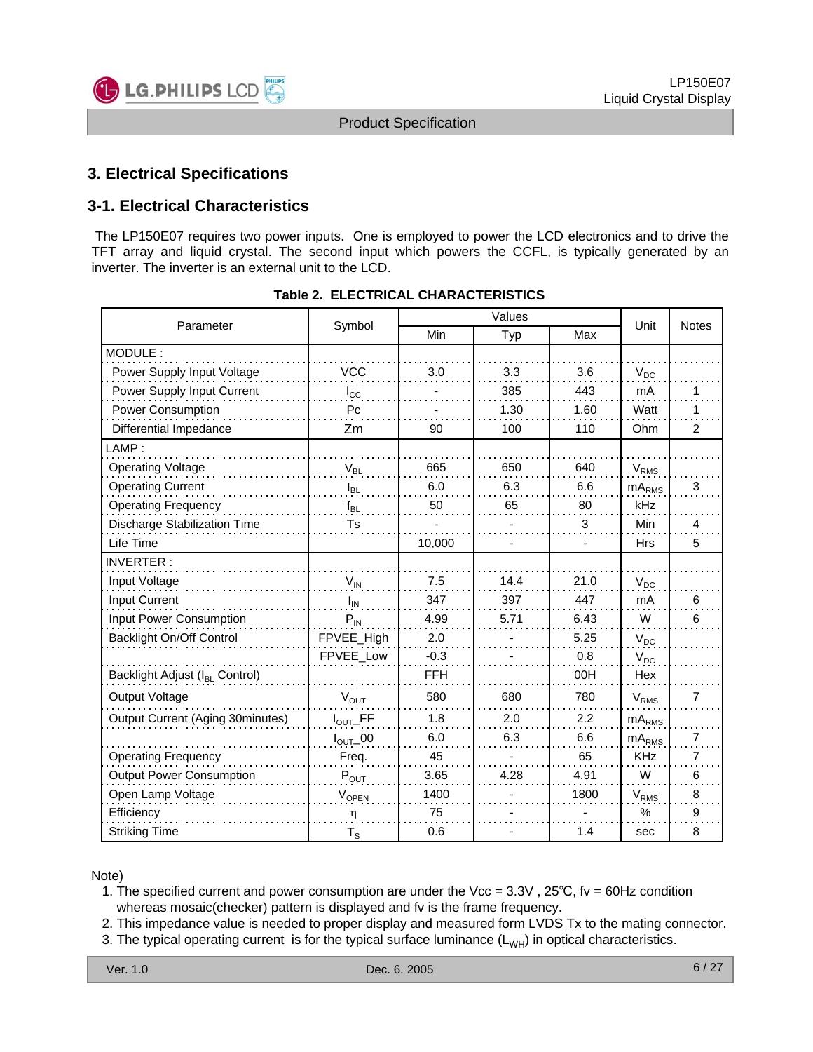## 3. Electrical Specifications

### 3-1. Electrical Characteristics

The LP150E07 requires two power inputs. One is employed to power the LCD electronics and to drive the TFT array and liquid crystal. The second input which powers the CCFL, is typically generated by an inverter. The inverter is an external unit to the LCD.

**Table 2. ELECTRICAL CHARACTERISTICS**

| Parameter | Symbol | Values | | | Unit | Notes |
|---|---|---|---|---|---|---|
| | | Min | Typ | Max | | |
| MODULE : | | | | | | |
| Power Supply Input Voltage | VCC | 3.0 | 3.3 | 3.6 | $V_{DC}$ | |
| Power Supply Input Current | $I_{CC}$ | - | 385 | 443 | mA | 1 |
| Power Consumption | Pc | - | 1.30 | 1.60 | Watt | 1 |
| Differential Impedance | Zm | 90 | 100 | 110 | Ohm | 2 |
| LAMP : | | | | | | |
| Operating Voltage | $V_{BL}$ | 665 | 650 | 640 | $V_{RMS}$ | |
| Operating Current | $I_{BL}$ | 6.0 | 6.3 | 6.6 | $mA_{RMS}$ | 3 |
| Operating Frequency | $f_{BL}$ | 50 | 65 | 80 | kHz | |
| Discharge Stabilization Time | Ts | - | - | 3 | Min | 4 |
| Life Time | | 10,000 | - | - | Hrs | 5 |
| INVERTER : | | | | | | |
| Input Voltage | $V_{IN}$ | 7.5 | 14.4 | 21.0 | $V_{DC}$ | |
| Input Current | $I_{IN}$ | 347 | 397 | 447 | mA | 6 |
| Input Power Consumption | $P_{IN}$ | 4.99 | 5.71 | 6.43 | W | 6 |
| Backlight On/Off Control | FPVEE_High | 2.0 | - | 5.25 | $V_{DC}$ | |
| | FPVEE_Low | -0.3 | - | 0.8 | $V_{DC}$ | |
| Backlight Adjust ($I_{BL}$ Control) | | FFH | | 00H | Hex | |
| Output Voltage | $V_{OUT}$ | 580 | 680 | 780 | $V_{RMS}$ | 7 |
| Output Current (Aging 30minutes) | $I_{OUT}$_FF | 1.8 | 2.0 | 2.2 | $mA_{RMS}$ | |
| | $I_{OUT}$_00 | 6.0 | 6.3 | 6.6 | $mA_{RMS}$ | 7 |
| Operating Frequency | Freq. | 45 | - | 65 | KHz | 7 |
| Output Power Consumption | $P_{OUT}$ | 3.65 | 4.28 | 4.91 | W | 6 |
| Open Lamp Voltage | $V_{OPEN}$ | 1400 | - | 1800 | $V_{RMS}$ | 8 |
| Efficiency | η | 75 | - | - | % | 9 |
| Striking Time | $T_S$ | 0.6 | - | 1.4 | sec | 8 |

Note)

1. The specified current and power consumption are under the Vcc = 3.3V , 25℃, fv = 60Hz condition whereas mosaic(checker) pattern is displayed and fv is the frame frequency.
2. This impedance value is needed to proper display and measured form LVDS Tx to the mating connector.
3. The typical operating current is for the typical surface luminance ($L_{WH}$) in optical characteristics.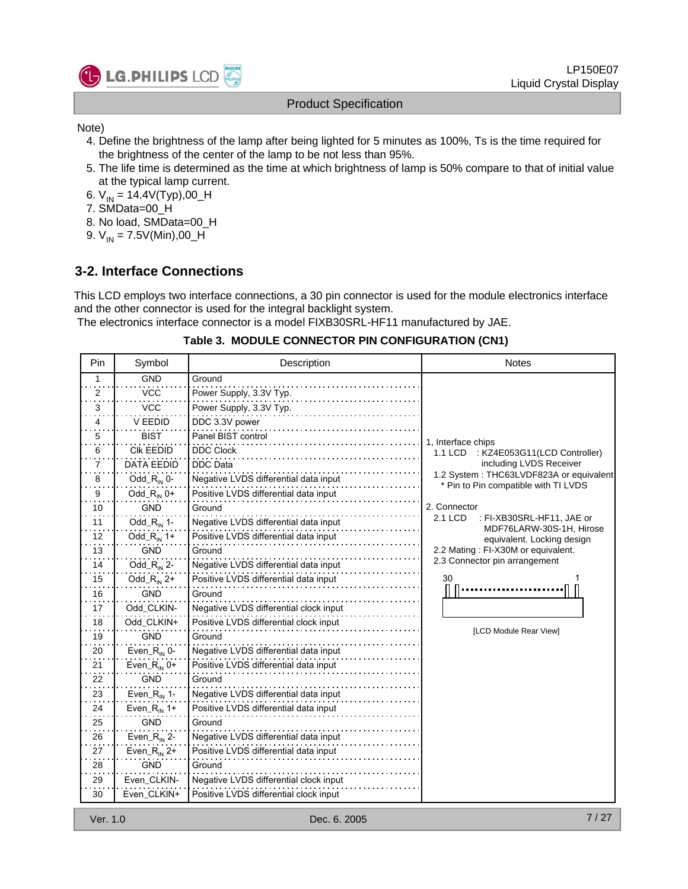Note)

4. Define the brightness of the lamp after being lighted for 5 minutes as 100%, Ts is the time required for the brightness of the center of the lamp to be not less than 95%.
5. The life time is determined as the time at which brightness of lamp is 50% compare to that of initial value at the typical lamp current.
6. $V_{IN}$ = 14.4V(Typ),00_H
7. SMData=00_H
8. No load, SMData=00_H
9. $V_{IN}$ = 7.5V(Min),00_H

## 3-2. Interface Connections

This LCD employs two interface connections, a 30 pin connector is used for the module electronics interface and the other connector is used for the integral backlight system.
The electronics interface connector is a model FIXB30SRL-HF11 manufactured by JAE.

**Table 3. MODULE CONNECTOR PIN CONFIGURATION (CN1)**

| Pin | Symbol | Description | Notes |
|---|---|---|---|
| 1 | GND | Ground | 1, Interface chips<br>1.1 LCD : KZ4E053G11(LCD Controller) including LVDS Receiver<br>1.2 System : THC63LVDF823A or equivalent<br>* Pin to Pin compatible with TI LVDS<br><br>2. Connector<br>2.1 LCD : FI-XB30SRL-HF11, JAE or MDF76LARW-30S-1H, Hirose equivalent. Locking design<br>2.2 Mating : FI-X30M or equivalent.<br>2.3 Connector pin arrangement<br>30 ... 1<br>[LCD Module Rear View] |
| 2 | VCC | Power Supply, 3.3V Typ. | |
| 3 | VCC | Power Supply, 3.3V Typ. | |
| 4 | V EEDID | DDC 3.3V power | |
| 5 | BIST | Panel BIST control | |
| 6 | Clk EEDID | DDC Clock | |
| 7 | DATA EEDID | DDC Data | |
| 8 | Odd_$R_{IN}$ 0- | Negative LVDS differential data input | |
| 9 | Odd_$R_{IN}$ 0+ | Positive LVDS differential data input | |
| 10 | GND | Ground | |
| 11 | Odd_$R_{IN}$ 1- | Negative LVDS differential data input | |
| 12 | Odd_$R_{IN}$ 1+ | Positive LVDS differential data input | |
| 13 | GND | Ground | |
| 14 | Odd_$R_{IN}$ 2- | Negative LVDS differential data input | |
| 15 | Odd_$R_{IN}$ 2+ | Positive LVDS differential data input | |
| 16 | GND | Ground | |
| 17 | Odd_CLKIN- | Negative LVDS differential clock input | |
| 18 | Odd_CLKIN+ | Positive LVDS differential clock input | |
| 19 | GND | Ground | |
| 20 | Even_$R_{IN}$ 0- | Negative LVDS differential data input | |
| 21 | Even_$R_{IN}$ 0+ | Positive LVDS differential data input | |
| 22 | GND | Ground | |
| 23 | Even_$R_{IN}$ 1- | Negative LVDS differential data input | |
| 24 | Even_$R_{IN}$ 1+ | Positive LVDS differential data input | |
| 25 | GND | Ground | |
| 26 | Even_$R_{IN}$ 2- | Negative LVDS differential data input | |
| 27 | Even_$R_{IN}$ 2+ | Positive LVDS differential data input | |
| 28 | GND | Ground | |
| 29 | Even_CLKIN- | Negative LVDS differential clock input | |
| 30 | Even_CLKIN+ | Positive LVDS differential clock input | |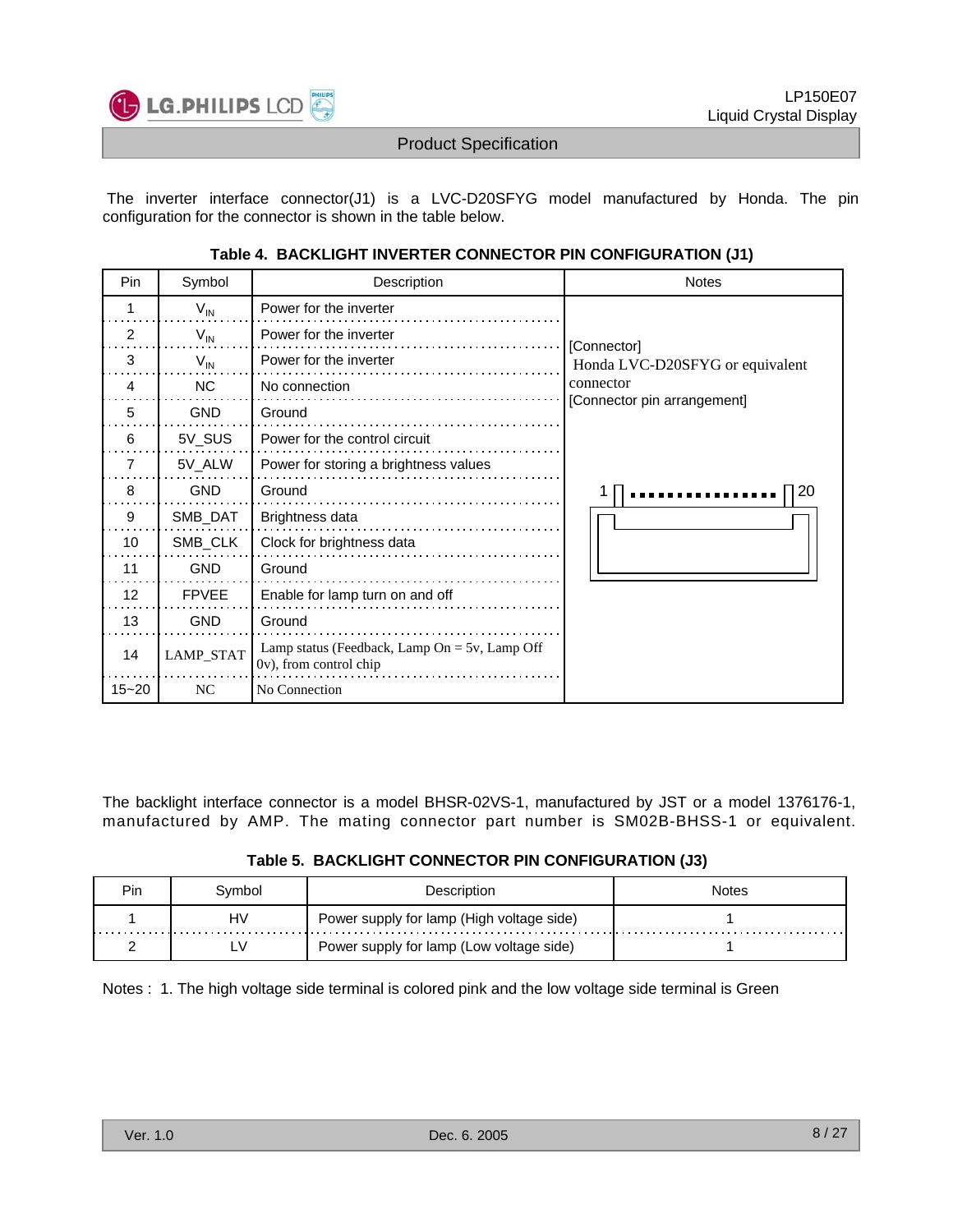The inverter interface connector(J1) is a LVC-D20SFYG model manufactured by Honda. The pin configuration for the connector is shown in the table below.

**Table 4. BACKLIGHT INVERTER CONNECTOR PIN CONFIGURATION (J1)**

| Pin | Symbol | Description | Notes |
|---|---|---|---|
| 1 | $V_{IN}$ | Power for the inverter | [Connector] Honda LVC-D20SFYG or equivalent connector [Connector pin arrangement] 1 ... 20 |
| 2 | $V_{IN}$ | Power for the inverter | |
| 3 | $V_{IN}$ | Power for the inverter | |
| 4 | NC | No connection | |
| 5 | GND | Ground | |
| 6 | 5V_SUS | Power for the control circuit | |
| 7 | 5V_ALW | Power for storing a brightness values | |
| 8 | GND | Ground | |
| 9 | SMB_DAT | Brightness data | |
| 10 | SMB_CLK | Clock for brightness data | |
| 11 | GND | Ground | |
| 12 | FPVEE | Enable for lamp turn on and off | |
| 13 | GND | Ground | |
| 14 | LAMP_STAT | Lamp status (Feedback, Lamp On = 5v, Lamp Off 0v), from control chip | |
| 15~20 | NC | No Connection | |

The backlight interface connector is a model BHSR-02VS-1, manufactured by JST or a model 1376176-1, manufactured by AMP. The mating connector part number is SM02B-BHSS-1 or equivalent.

**Table 5. BACKLIGHT CONNECTOR PIN CONFIGURATION (J3)**

| Pin | Symbol | Description | Notes |
|---|---|---|---|
| 1 | HV | Power supply for lamp (High voltage side) | 1 |
| 2 | LV | Power supply for lamp (Low voltage side) | 1 |

Notes : 1. The high voltage side terminal is colored pink and the low voltage side terminal is Green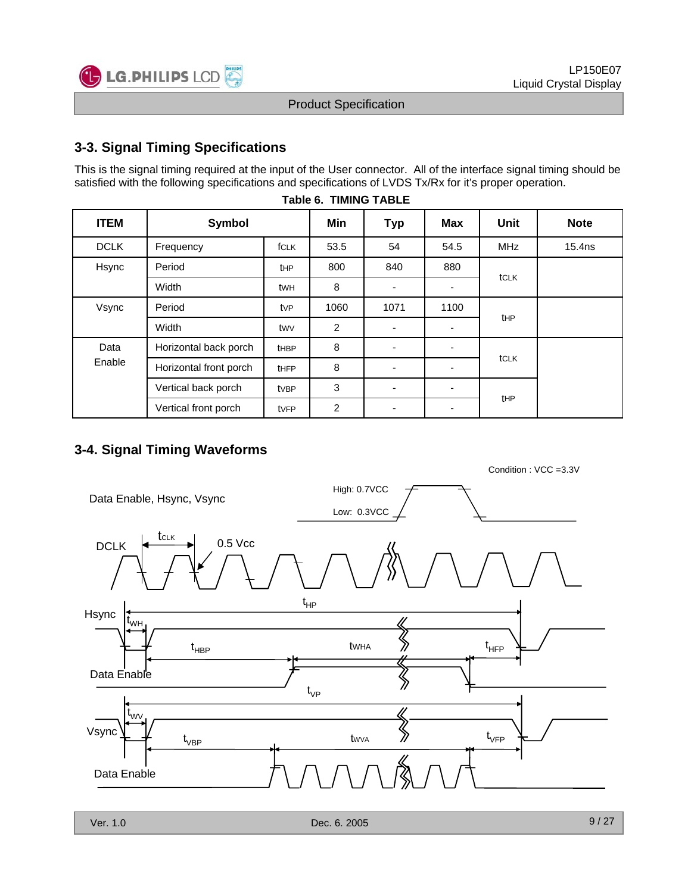## 3-3. Signal Timing Specifications

This is the signal timing required at the input of the User connector. All of the interface signal timing should be satisfied with the following specifications and specifications of LVDS Tx/Rx for it's proper operation.

**Table 6. TIMING TABLE**

| ITEM | Symbol | | Min | Typ | Max | Unit | Note |
|---|---|---|---|---|---|---|---|
| DCLK | Frequency | $f_{CLK}$ | 53.5 | 54 | 54.5 | MHz | 15.4ns |
| Hsync | Period | $t_{HP}$ | 800 | 840 | 880 | $t_{CLK}$ | |
| | Width | $t_{WH}$ | 8 | - | - | | |
| Vsync | Period | $t_{VP}$ | 1060 | 1071 | 1100 | $t_{HP}$ | |
| | Width | $t_{WV}$ | 2 | - | - | | |
| Data Enable | Horizontal back porch | $t_{HBP}$ | 8 | - | - | $t_{CLK}$ | |
| | Horizontal front porch | $t_{HFP}$ | 8 | - | - | | |
| | Vertical back porch | $t_{VBP}$ | 3 | - | - | $t_{HP}$ | |
| | Vertical front porch | $t_{VFP}$ | 2 | - | - | | |

## 3-4. Signal Timing Waveforms

Condition : VCC =3.3V

Data Enable, Hsync, Vsync — High: 0.7VCC, Low: 0.3VCC

DCLK — $t_{CLK}$, 0.5 Vcc

Hsync — $t_{HP}$, $t_{WH}$, $t_{HBP}$, $t_{WHA}$, $t_{HFP}$

Data Enable

Vsync — $t_{VP}$, $t_{WV}$, $t_{VBP}$, $t_{WVA}$, $t_{VFP}$

Data Enable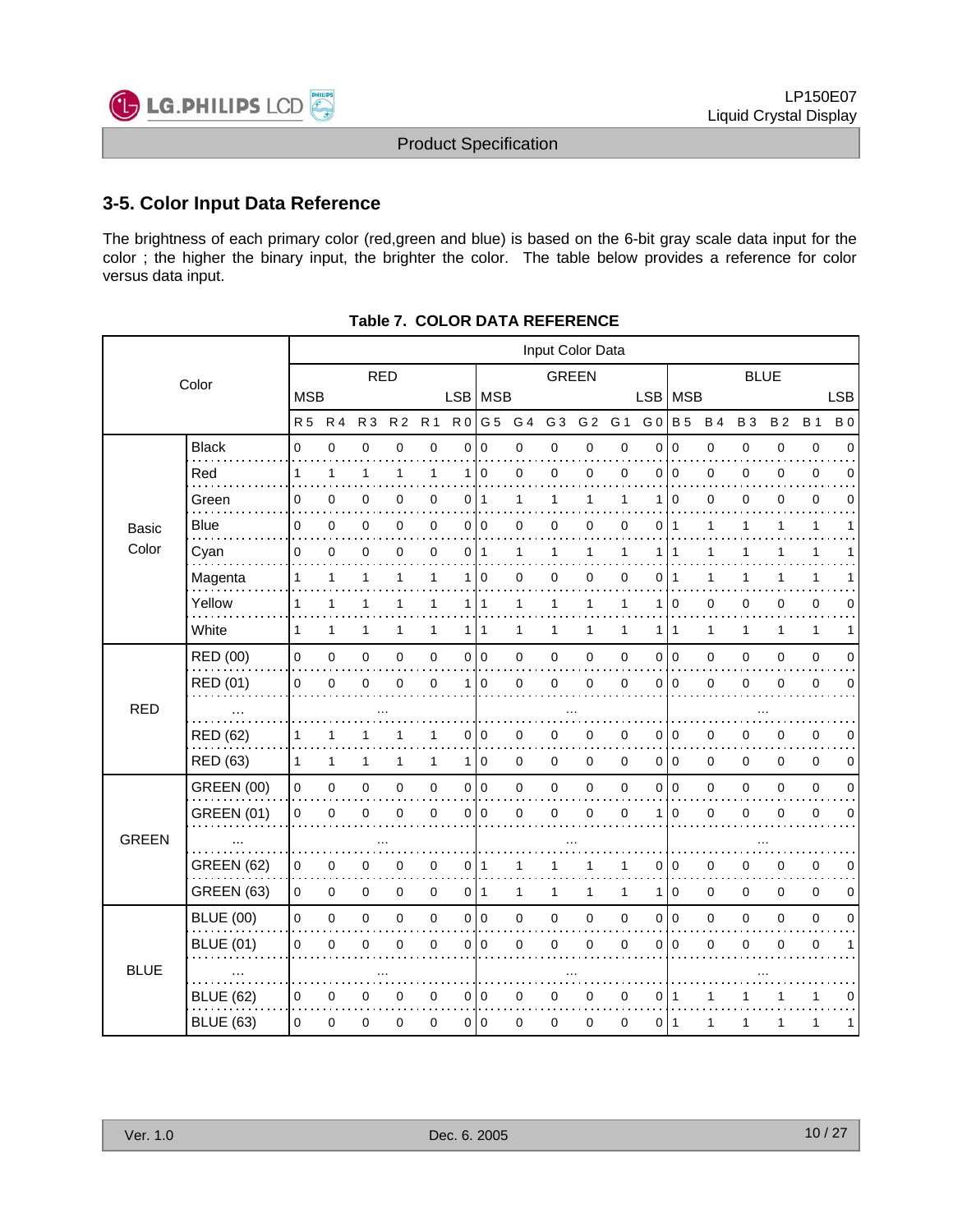## 3-5. Color Input Data Reference

The brightness of each primary color (red,green and blue) is based on the 6-bit gray scale data input for the color ; the higher the binary input, the brighter the color. The table below provides a reference for color versus data input.

**Table 7. COLOR DATA REFERENCE**

| Color | | Input Color Data | | | | | | | | | | | | | | | | | |
|---|---|---|---|---|---|---|---|---|---|---|---|---|---|---|---|---|---|---|---|
| | | RED | | | | | | GREEN | | | | | | BLUE | | | | | |
| | | MSB | | | | | LSB | MSB | | | | | LSB | MSB | | | | | LSB |
| | | R 5 | R 4 | R 3 | R 2 | R 1 | R 0 | G 5 | G 4 | G 3 | G 2 | G 1 | G 0 | B 5 | B 4 | B 3 | B 2 | B 1 | B 0 |
| Basic Color | Black | 0 | 0 | 0 | 0 | 0 | 0 | 0 | 0 | 0 | 0 | 0 | 0 | 0 | 0 | 0 | 0 | 0 | 0 |
| | Red | 1 | 1 | 1 | 1 | 1 | 1 | 0 | 0 | 0 | 0 | 0 | 0 | 0 | 0 | 0 | 0 | 0 | 0 |
| | Green | 0 | 0 | 0 | 0 | 0 | 0 | 1 | 1 | 1 | 1 | 1 | 1 | 0 | 0 | 0 | 0 | 0 | 0 |
| | Blue | 0 | 0 | 0 | 0 | 0 | 0 | 0 | 0 | 0 | 0 | 0 | 0 | 1 | 1 | 1 | 1 | 1 | 1 |
| | Cyan | 0 | 0 | 0 | 0 | 0 | 0 | 1 | 1 | 1 | 1 | 1 | 1 | 1 | 1 | 1 | 1 | 1 | 1 |
| | Magenta | 1 | 1 | 1 | 1 | 1 | 1 | 0 | 0 | 0 | 0 | 0 | 0 | 1 | 1 | 1 | 1 | 1 | 1 |
| | Yellow | 1 | 1 | 1 | 1 | 1 | 1 | 1 | 1 | 1 | 1 | 1 | 1 | 0 | 0 | 0 | 0 | 0 | 0 |
| | White | 1 | 1 | 1 | 1 | 1 | 1 | 1 | 1 | 1 | 1 | 1 | 1 | 1 | 1 | 1 | 1 | 1 | 1 |
| RED | RED (00) | 0 | 0 | 0 | 0 | 0 | 0 | 0 | 0 | 0 | 0 | 0 | 0 | 0 | 0 | 0 | 0 | 0 | 0 |
| | RED (01) | 0 | 0 | 0 | 0 | 0 | 1 | 0 | 0 | 0 | 0 | 0 | 0 | 0 | 0 | 0 | 0 | 0 | 0 |
| | ... | ... | | | | | | ... | | | | | | ... | | | | | |
| | RED (62) | 1 | 1 | 1 | 1 | 1 | 0 | 0 | 0 | 0 | 0 | 0 | 0 | 0 | 0 | 0 | 0 | 0 | 0 |
| | RED (63) | 1 | 1 | 1 | 1 | 1 | 1 | 0 | 0 | 0 | 0 | 0 | 0 | 0 | 0 | 0 | 0 | 0 | 0 |
| GREEN | GREEN (00) | 0 | 0 | 0 | 0 | 0 | 0 | 0 | 0 | 0 | 0 | 0 | 0 | 0 | 0 | 0 | 0 | 0 | 0 |
| | GREEN (01) | 0 | 0 | 0 | 0 | 0 | 0 | 0 | 0 | 0 | 0 | 0 | 1 | 0 | 0 | 0 | 0 | 0 | 0 |
| | ... | ... | | | | | | ... | | | | | | ... | | | | | |
| | GREEN (62) | 0 | 0 | 0 | 0 | 0 | 0 | 1 | 1 | 1 | 1 | 1 | 0 | 0 | 0 | 0 | 0 | 0 | 0 |
| | GREEN (63) | 0 | 0 | 0 | 0 | 0 | 0 | 1 | 1 | 1 | 1 | 1 | 1 | 0 | 0 | 0 | 0 | 0 | 0 |
| BLUE | BLUE (00) | 0 | 0 | 0 | 0 | 0 | 0 | 0 | 0 | 0 | 0 | 0 | 0 | 0 | 0 | 0 | 0 | 0 | 0 |
| | BLUE (01) | 0 | 0 | 0 | 0 | 0 | 0 | 0 | 0 | 0 | 0 | 0 | 0 | 0 | 0 | 0 | 0 | 0 | 1 |
| | ... | ... | | | | | | ... | | | | | | ... | | | | | |
| | BLUE (62) | 0 | 0 | 0 | 0 | 0 | 0 | 0 | 0 | 0 | 0 | 0 | 0 | 1 | 1 | 1 | 1 | 1 | 0 |
| | BLUE (63) | 0 | 0 | 0 | 0 | 0 | 0 | 0 | 0 | 0 | 0 | 0 | 0 | 1 | 1 | 1 | 1 | 1 | 1 |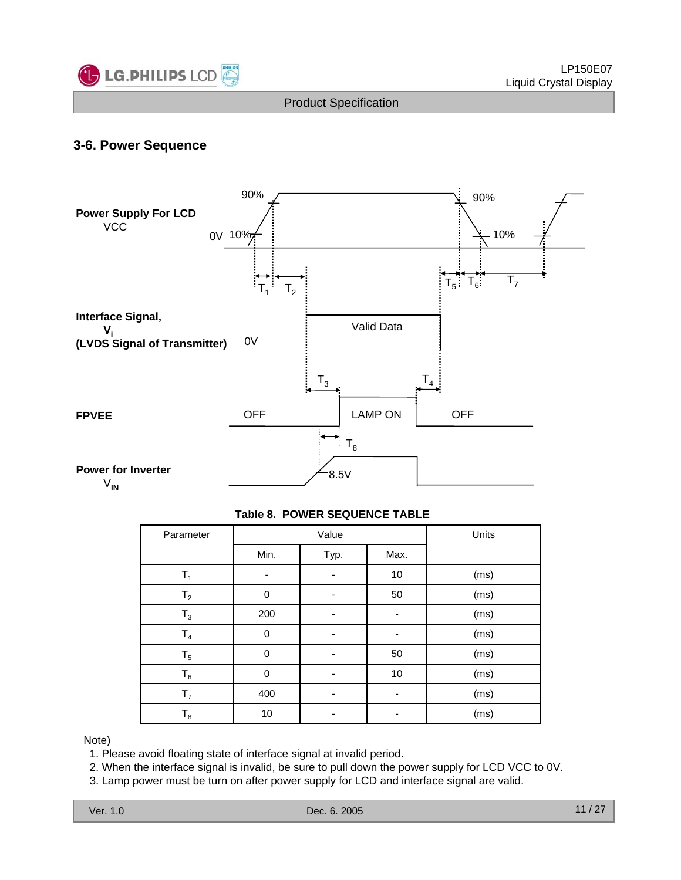## 3-6. Power Sequence

**Table 8. POWER SEQUENCE TABLE**

| Parameter | Value | | | Units |
|---|---|---|---|---|
| | Min. | Typ. | Max. | |
| $T_1$ | - | - | 10 | (ms) |
| $T_2$ | 0 | - | 50 | (ms) |
| $T_3$ | 200 | - | - | (ms) |
| $T_4$ | 0 | - | - | (ms) |
| $T_5$ | 0 | - | 50 | (ms) |
| $T_6$ | 0 | - | 10 | (ms) |
| $T_7$ | 400 | - | - | (ms) |
| $T_8$ | 10 | - | - | (ms) |

Note)

1. Please avoid floating state of interface signal at invalid period.
2. When the interface signal is invalid, be sure to pull down the power supply for LCD VCC to 0V.
3. Lamp power must be turn on after power supply for LCD and interface signal are valid.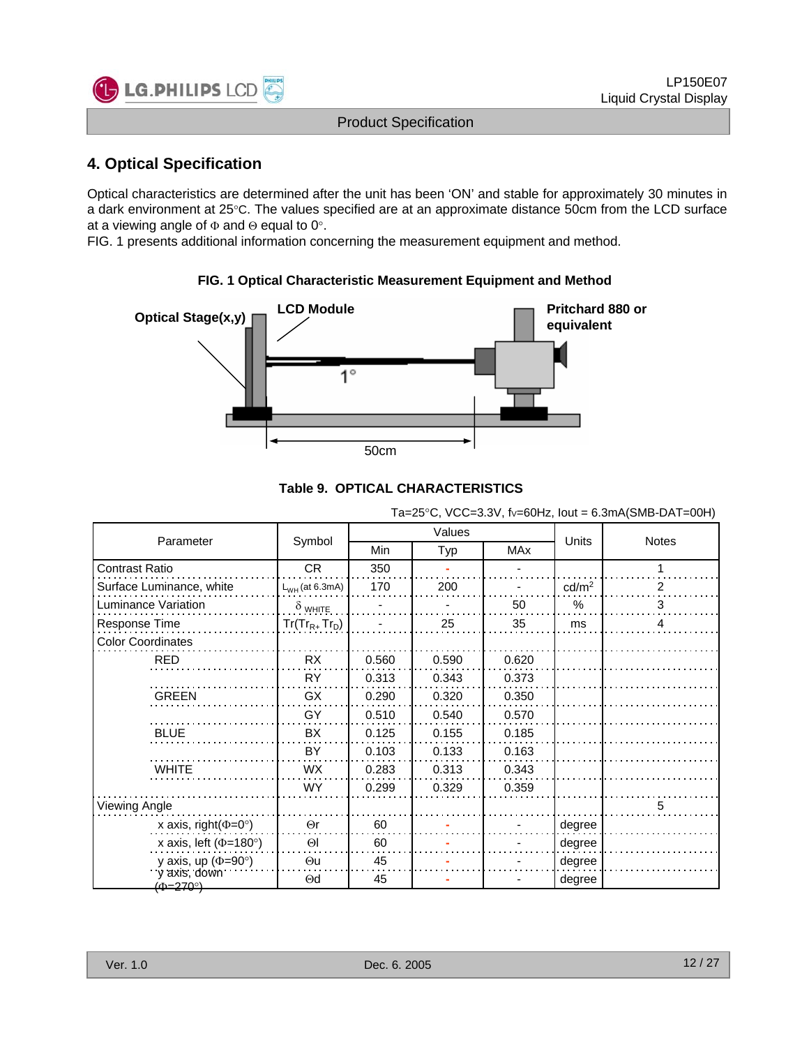## 4. Optical Specification

Optical characteristics are determined after the unit has been 'ON' and stable for approximately 30 minutes in a dark environment at 25°C. The values specified are at an approximate distance 50cm from the LCD surface at a viewing angle of Φ and Θ equal to 0°.
FIG. 1 presents additional information concerning the measurement equipment and method.

**FIG. 1 Optical Characteristic Measurement Equipment and Method**

Optical Stage(x,y) LCD Module Pritchard 880 or equivalent 1° 50cm

**Table 9. OPTICAL CHARACTERISTICS**

Ta=25°C, VCC=3.3V, fv=60Hz, Iout = 6.3mA(SMB-DAT=00H)

| Parameter | Symbol | Values | | | Units | Notes |
|---|---|---|---|---|---|---|
| | | Min | Typ | MAx | | |
| Contrast Ratio | CR | 350 | - | - | | 1 |
| Surface Luminance, white | $L_{WH}$ (at 6.3mA) | 170 | 200 | - | cd/m$^2$ | 2 |
| Luminance Variation | $\delta_{WHITE}$ | - | - | 50 | % | 3 |
| Response Time | $Tr(Tr_R + Tr_D)$ | - | 25 | 35 | ms | 4 |
| Color Coordinates | | | | | | |
| RED | RX | 0.560 | 0.590 | 0.620 | | |
| | RY | 0.313 | 0.343 | 0.373 | | |
| GREEN | GX | 0.290 | 0.320 | 0.350 | | |
| | GY | 0.510 | 0.540 | 0.570 | | |
| BLUE | BX | 0.125 | 0.155 | 0.185 | | |
| | BY | 0.103 | 0.133 | 0.163 | | |
| WHITE | WX | 0.283 | 0.313 | 0.343 | | |
| | WY | 0.299 | 0.329 | 0.359 | | |
| Viewing Angle | | | | | | 5 |
| x axis, right(Φ=0°) | Θr | 60 | - | - | degree | |
| x axis, left (Φ=180°) | Θl | 60 | - | - | degree | |
| y axis, up (Φ=90°) | Θu | 45 | - | - | degree | |
| y axis, down (Φ=270°) | Θd | 45 | - | - | degree | |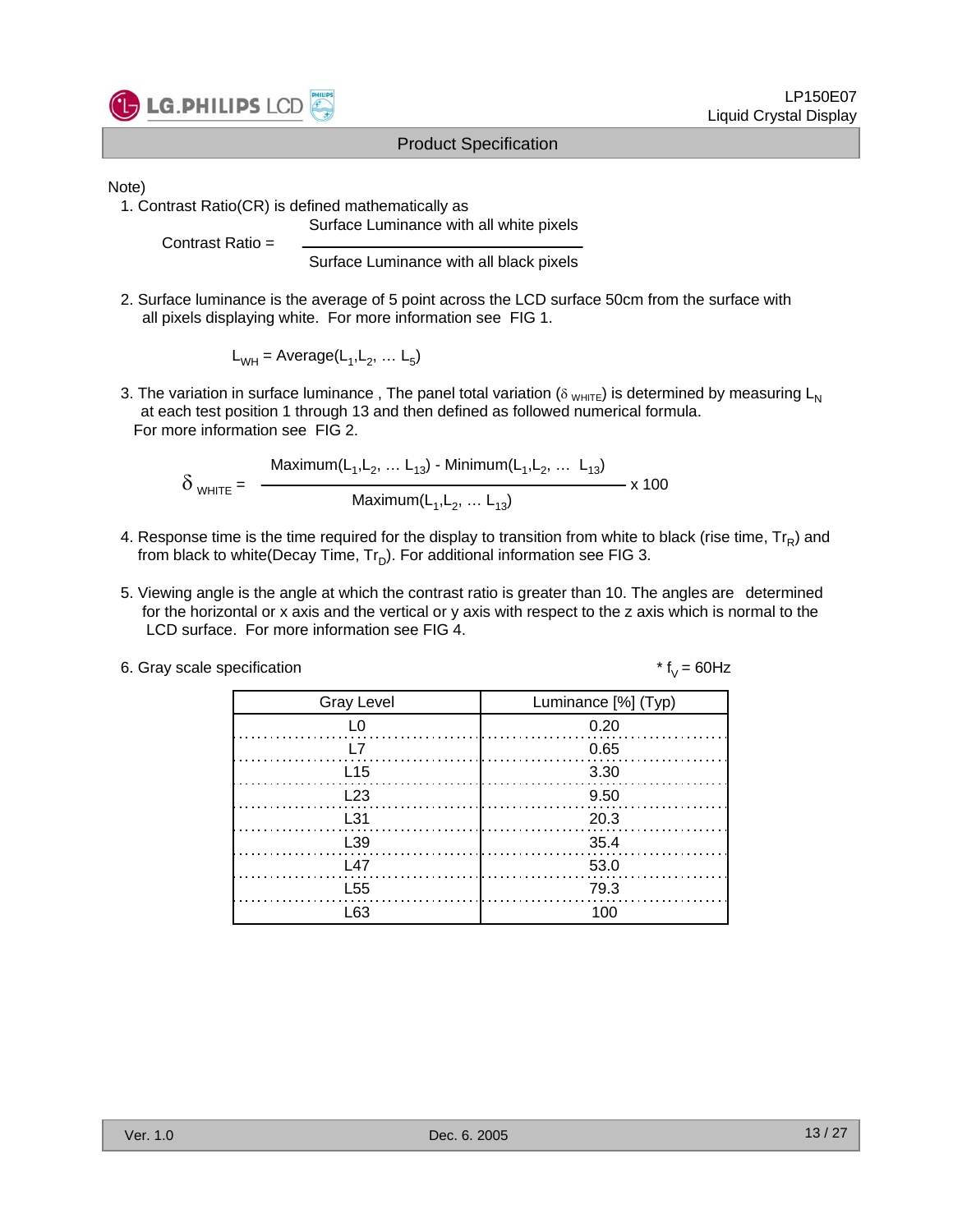Note)

1. Contrast Ratio(CR) is defined mathematically as

$$\text{Contrast Ratio} = \frac{\text{Surface Luminance with all white pixels}}{\text{Surface Luminance with all black pixels}}$$

2. Surface luminance is the average of 5 point across the LCD surface 50cm from the surface with all pixels displaying white. For more information see FIG 1.

$$L_{WH} = \text{Average}(L_1, L_2, \ldots L_5)$$

3. The variation in surface luminance , The panel total variation ($\delta_{WHITE}$) is determined by measuring $L_N$ at each test position 1 through 13 and then defined as followed numerical formula. For more information see FIG 2.

$$\delta_{WHITE} = \frac{\text{Maximum}(L_1, L_2, \ldots L_{13}) - \text{Minimum}(L_1, L_2, \ldots L_{13})}{\text{Maximum}(L_1, L_2, \ldots L_{13})} \times 100$$

4. Response time is the time required for the display to transition from white to black (rise time, $Tr_R$) and from black to white(Decay Time, $Tr_D$). For additional information see FIG 3.

5. Viewing angle is the angle at which the contrast ratio is greater than 10. The angles are determined for the horizontal or x axis and the vertical or y axis with respect to the z axis which is normal to the LCD surface. For more information see FIG 4.

6. Gray scale specification

\* $f_V$ = 60Hz

| Gray Level | Luminance [%] (Typ) |
|---|---|
| L0 | 0.20 |
| L7 | 0.65 |
| L15 | 3.30 |
| L23 | 9.50 |
| L31 | 20.3 |
| L39 | 35.4 |
| L47 | 53.0 |
| L55 | 79.3 |
| L63 | 100 |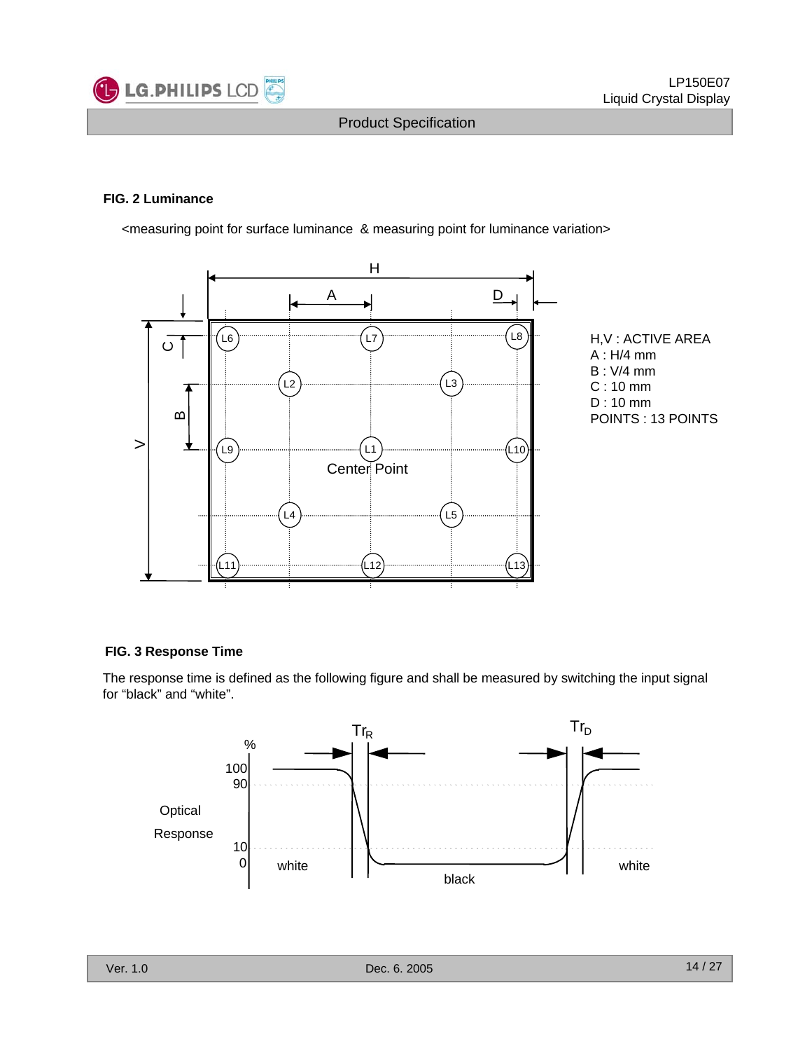### FIG. 2 Luminance

<measuring point for surface luminance & measuring point for luminance variation>

H,V : ACTIVE AREA
A : H/4 mm
B : V/4 mm
C : 10 mm
D : 10 mm
POINTS : 13 POINTS

### FIG. 3 Response Time

The response time is defined as the following figure and shall be measured by switching the input signal for “black” and “white”.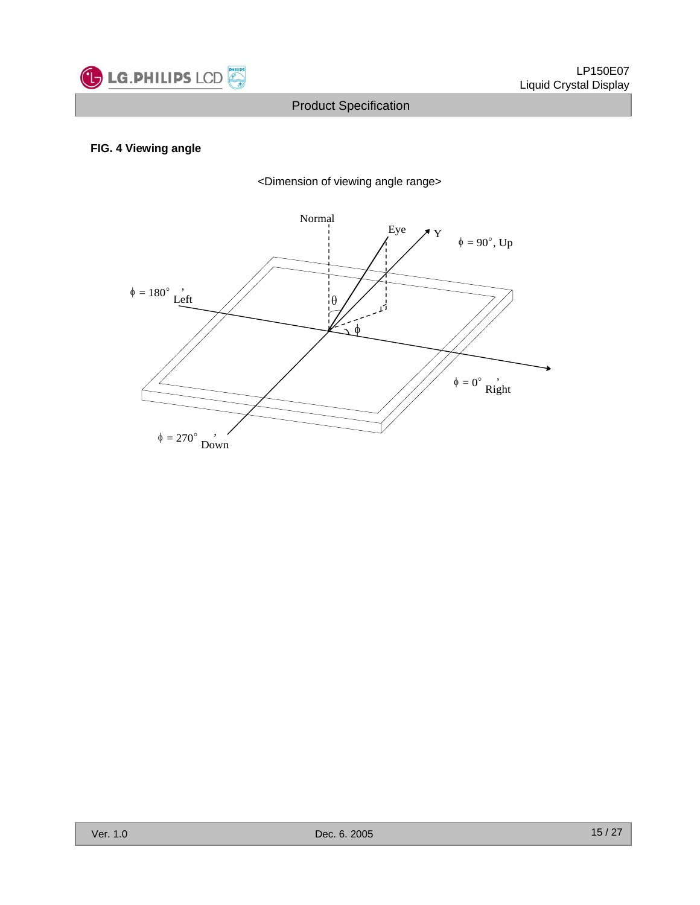**FIG. 4 Viewing angle**

<Dimension of viewing angle range>

Normal

Eye

Y

$\phi$ = 90°, Up

$\phi$ = 180°, Left

$\theta$

$\phi$

$\phi$ = 0°, Right

$\phi$ = 270°, Down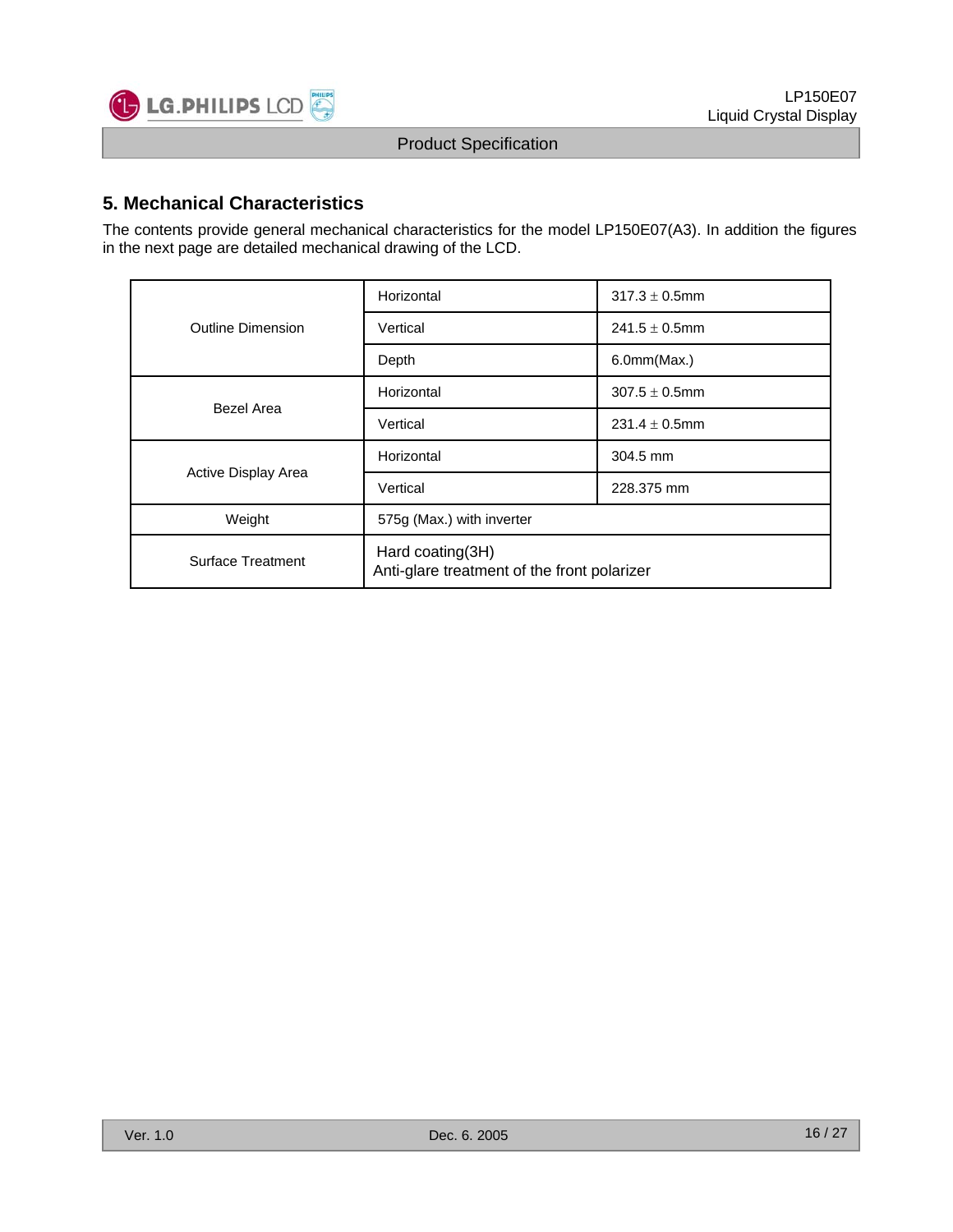## 5. Mechanical Characteristics

The contents provide general mechanical characteristics for the model LP150E07(A3). In addition the figures in the next page are detailed mechanical drawing of the LCD.

| | | |
|---|---|---|
| Outline Dimension | Horizontal | 317.3 ± 0.5mm |
| | Vertical | 241.5 ± 0.5mm |
| | Depth | 6.0mm(Max.) |
| Bezel Area | Horizontal | 307.5 ± 0.5mm |
| | Vertical | 231.4 ± 0.5mm |
| Active Display Area | Horizontal | 304.5 mm |
| | Vertical | 228.375 mm |
| Weight | 575g (Max.) with inverter | |
| Surface Treatment | Hard coating(3H)<br>Anti-glare treatment of the front polarizer | |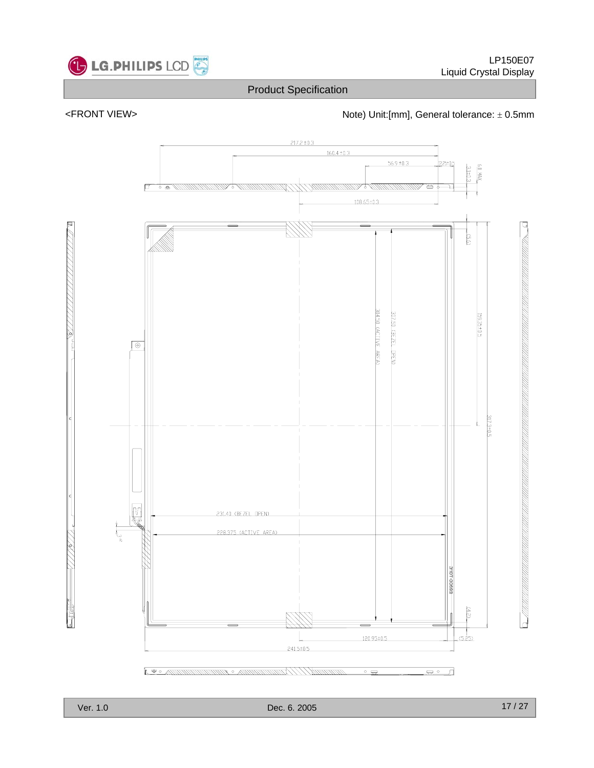<FRONT VIEW>

Note) Unit:[mm], General tolerance: ± 0.5mm

217.2±0.3

160.4±0.3

56.9±0.3

12.25±0.5

3.1±0.3

6.0 MAX

108.65±0.3

(5.6)

304.50 (ACTIVE AREA)

307.50 (BEZEL OPEN)

159.35±0.5

317.3±0.5

231.40 (BEZEL OPEN)

228.375 (ACTIVE AREA)

3101T-0066B

(4.2)

120.95±0.5

(5.25)

241.5±0.5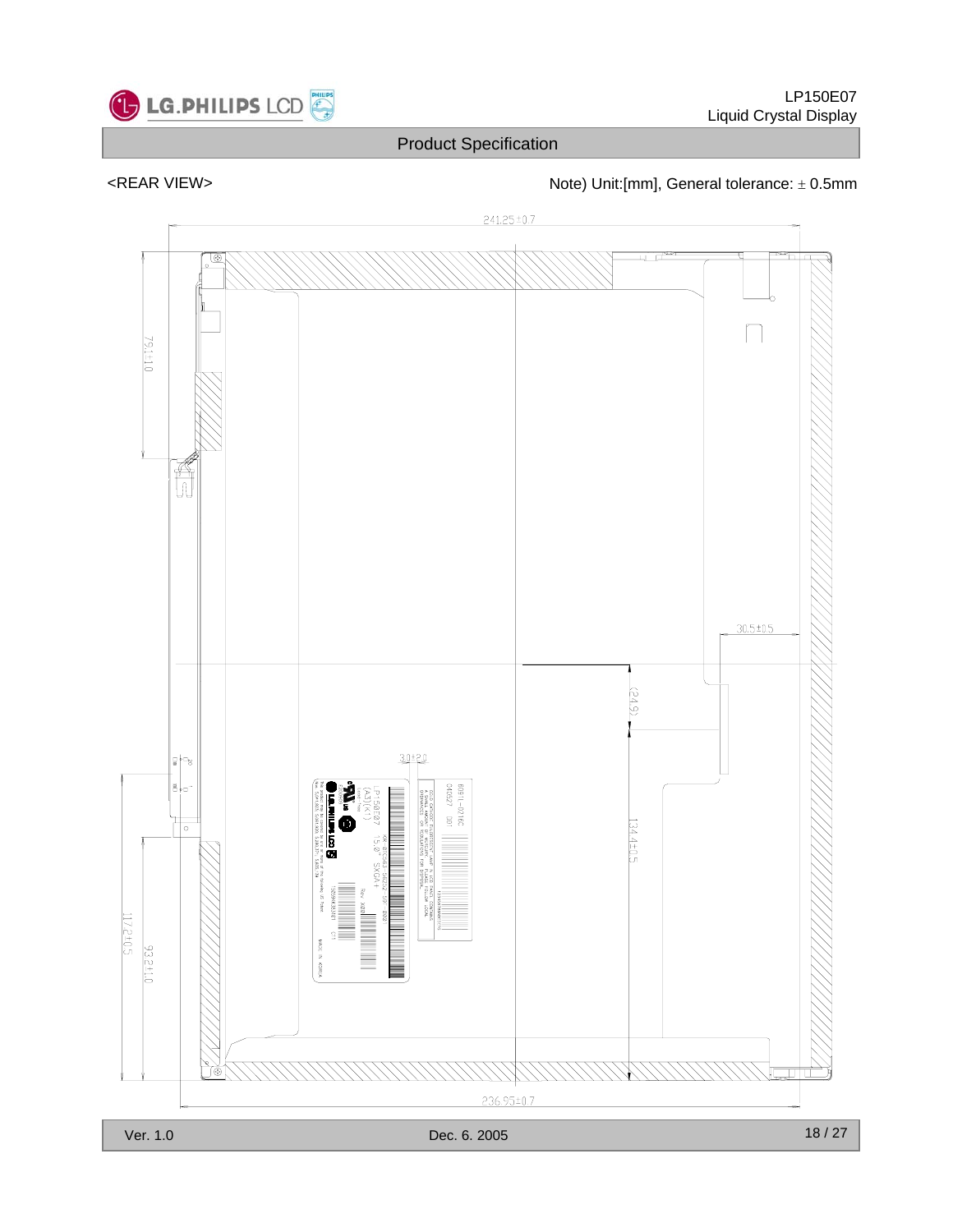<REAR VIEW>

Note) Unit:[mm], General tolerance: ± 0.5mm

241.25±0.7

79.1±1.0

30.5±0.5

(24.9)

3.0±2.0

134.4±0.5

117.2±0.5

93.2±1.0

236.95±0.7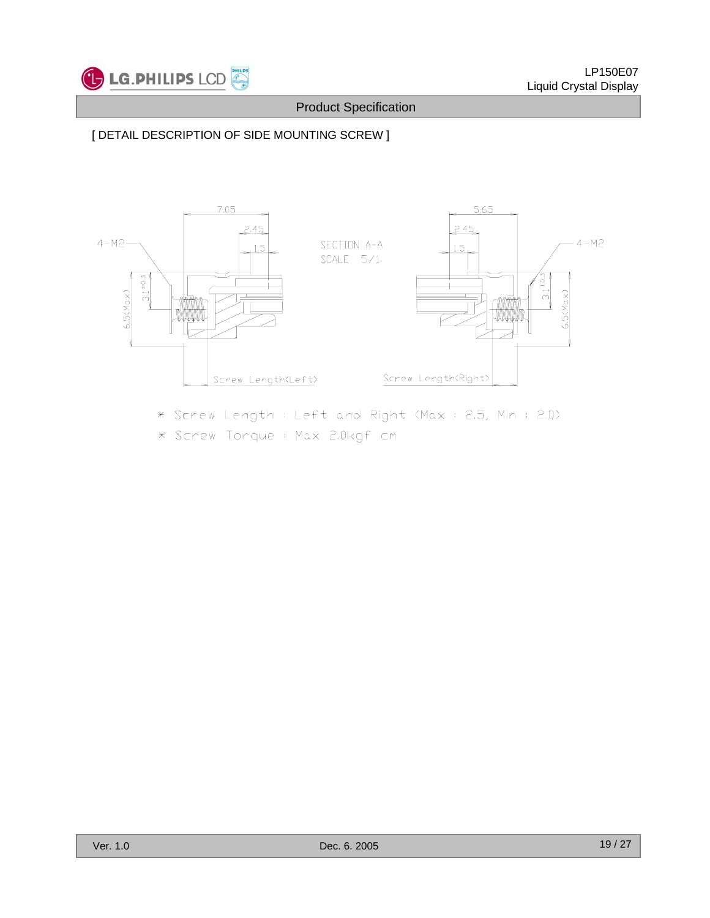[ DETAIL DESCRIPTION OF SIDE MOUNTING SCREW ]

SECTION A-A
SCALE 5/1

※ Screw Length : Left and Right (Max : 2.5, Min : 2.0)

※ Screw Torque : Max 2.0kgf cm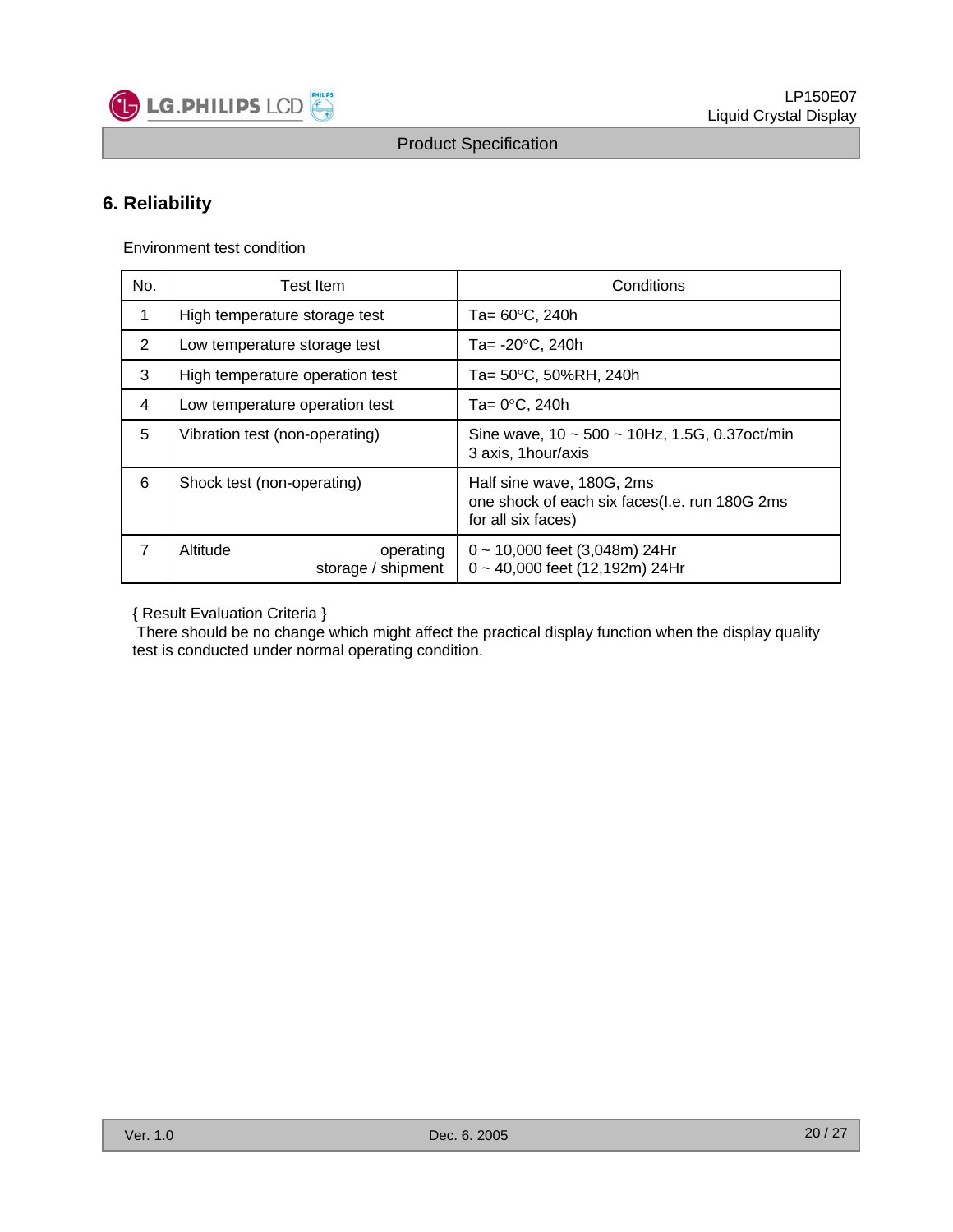# 6. Reliability

Environment test condition

| No. | Test Item | Conditions |
|---|---|---|
| 1 | High temperature storage test | Ta= 60°C, 240h |
| 2 | Low temperature storage test | Ta= -20°C, 240h |
| 3 | High temperature operation test | Ta= 50°C, 50%RH, 240h |
| 4 | Low temperature operation test | Ta= 0°C, 240h |
| 5 | Vibration test (non-operating) | Sine wave, 10 ~ 500 ~ 10Hz, 1.5G, 0.37oct/min<br>3 axis, 1hour/axis |
| 6 | Shock test (non-operating) | Half sine wave, 180G, 2ms<br>one shock of each six faces(I.e. run 180G 2ms for all six faces) |
| 7 | Altitude operating<br>storage / shipment | 0 ~ 10,000 feet (3,048m) 24Hr<br>0 ~ 40,000 feet (12,192m) 24Hr |

{ Result Evaluation Criteria }

There should be no change which might affect the practical display function when the display quality test is conducted under normal operating condition.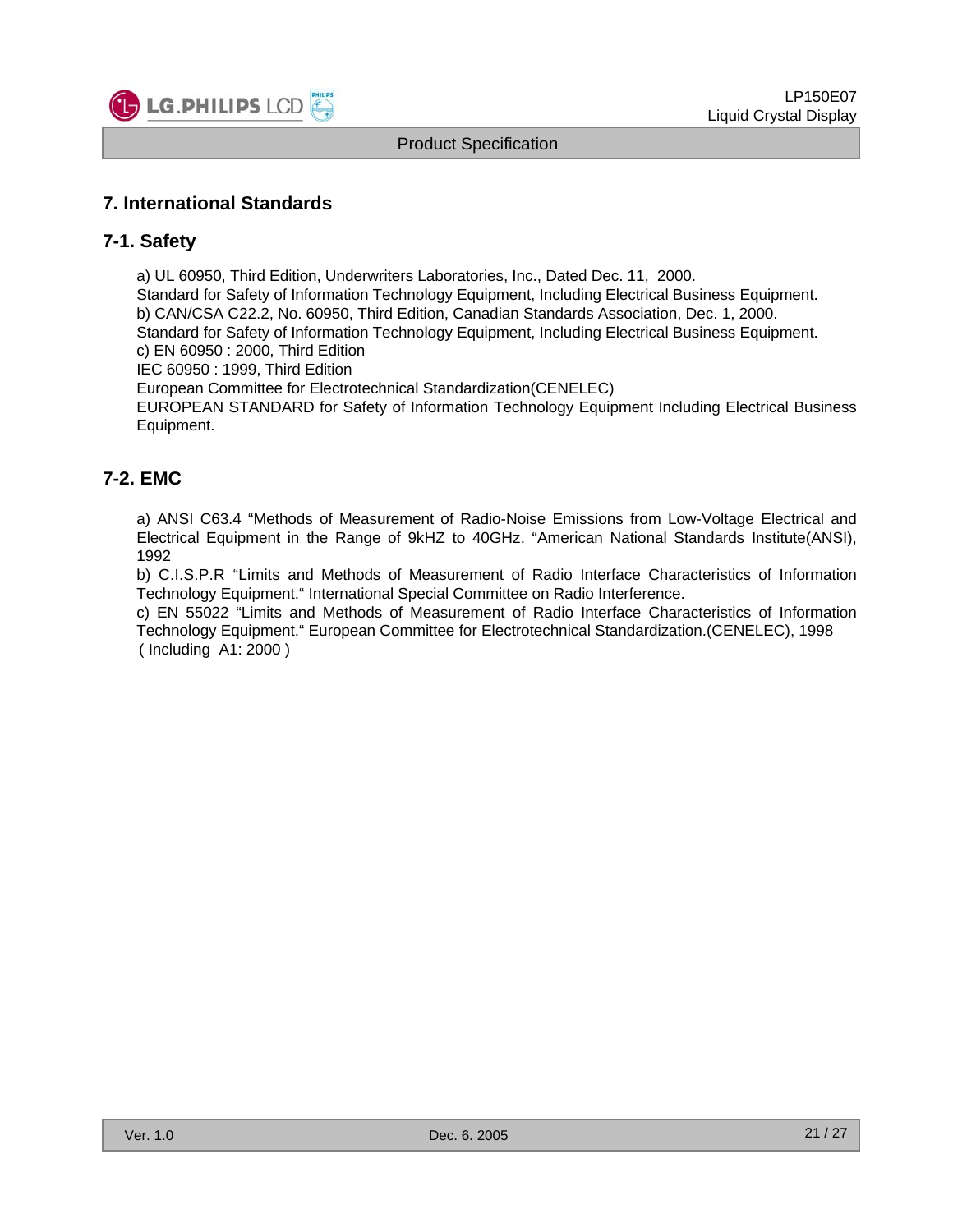## 7. International Standards

### 7-1. Safety

a) UL 60950, Third Edition, Underwriters Laboratories, Inc., Dated Dec. 11, 2000.
Standard for Safety of Information Technology Equipment, Including Electrical Business Equipment.
b) CAN/CSA C22.2, No. 60950, Third Edition, Canadian Standards Association, Dec. 1, 2000.
Standard for Safety of Information Technology Equipment, Including Electrical Business Equipment.
c) EN 60950 : 2000, Third Edition
IEC 60950 : 1999, Third Edition
European Committee for Electrotechnical Standardization(CENELEC)
EUROPEAN STANDARD for Safety of Information Technology Equipment Including Electrical Business Equipment.

### 7-2. EMC

a) ANSI C63.4 "Methods of Measurement of Radio-Noise Emissions from Low-Voltage Electrical and Electrical Equipment in the Range of 9kHZ to 40GHz. "American National Standards Institute(ANSI), 1992
b) C.I.S.P.R "Limits and Methods of Measurement of Radio Interface Characteristics of Information Technology Equipment." International Special Committee on Radio Interference.
c) EN 55022 "Limits and Methods of Measurement of Radio Interface Characteristics of Information Technology Equipment." European Committee for Electrotechnical Standardization.(CENELEC), 1998 ( Including A1: 2000 )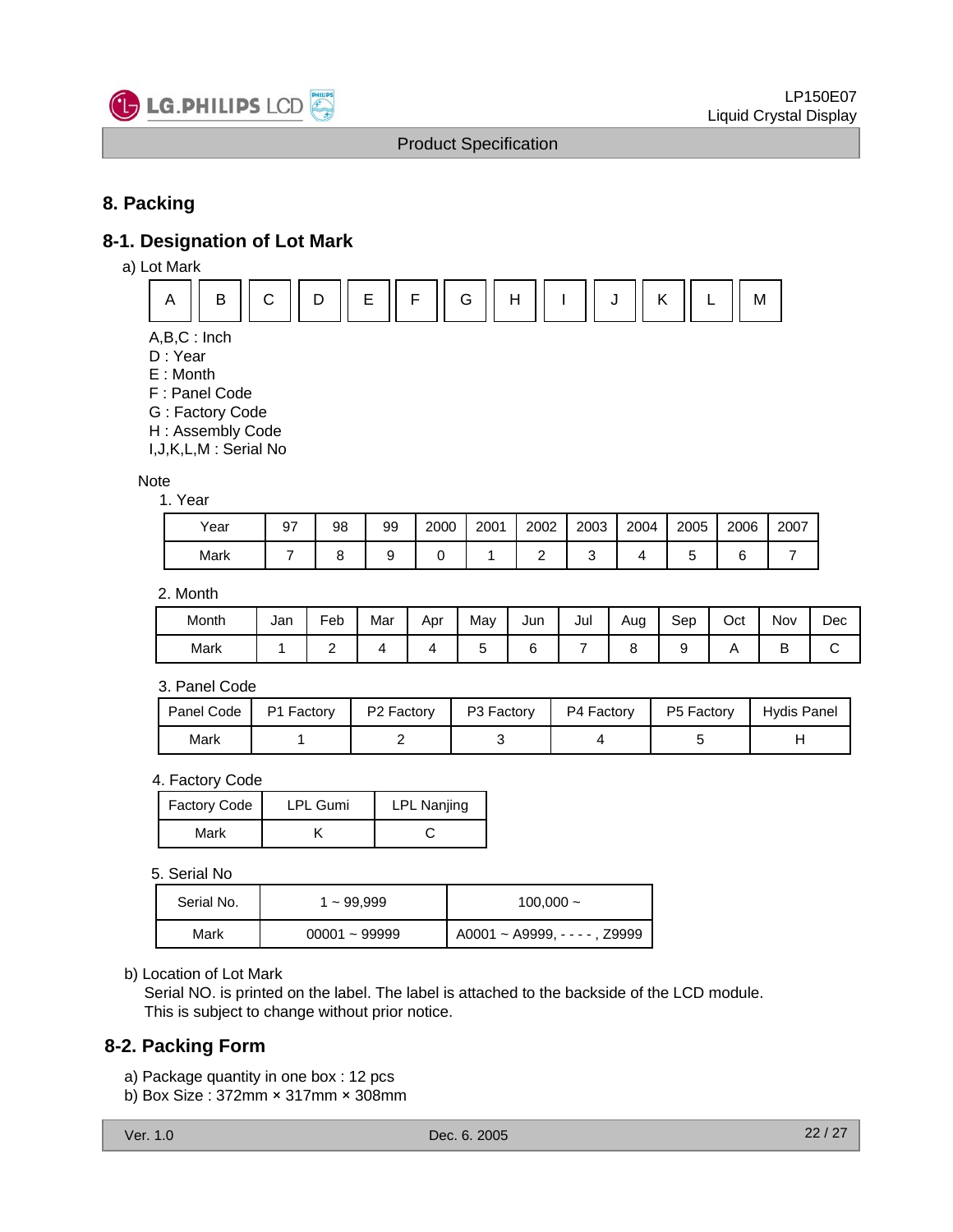# 8. Packing

## 8-1. Designation of Lot Mark

a) Lot Mark

| A | B | C | D | E | F | G | H | I | J | K | L | M |
|---|---|---|---|---|---|---|---|---|---|---|---|---|

A,B,C : Inch
D : Year
E : Month
F : Panel Code
G : Factory Code
H : Assembly Code
I,J,K,L,M : Serial No

Note

1. Year

| Year | 97 | 98 | 99 | 2000 | 2001 | 2002 | 2003 | 2004 | 2005 | 2006 | 2007 |
|---|---|---|---|---|---|---|---|---|---|---|---|
| Mark | 7 | 8 | 9 | 0 | 1 | 2 | 3 | 4 | 5 | 6 | 7 |

2. Month

| Month | Jan | Feb | Mar | Apr | May | Jun | Jul | Aug | Sep | Oct | Nov | Dec |
|---|---|---|---|---|---|---|---|---|---|---|---|---|
| Mark | 1 | 2 | 4 | 4 | 5 | 6 | 7 | 8 | 9 | A | B | C |

3. Panel Code

| Panel Code | P1 Factory | P2 Factory | P3 Factory | P4 Factory | P5 Factory | Hydis Panel |
|---|---|---|---|---|---|---|
| Mark | 1 | 2 | 3 | 4 | 5 | H |

4. Factory Code

| Factory Code | LPL Gumi | LPL Nanjing |
|---|---|---|
| Mark | K | C |

5. Serial No

| Serial No. | 1 ~ 99,999 | 100,000 ~ |
|---|---|---|
| Mark | 00001 ~ 99999 | A0001 ~ A9999, - - - - , Z9999 |

b) Location of Lot Mark

Serial NO. is printed on the label. The label is attached to the backside of the LCD module.
This is subject to change without prior notice.

## 8-2. Packing Form

a) Package quantity in one box : 12 pcs
b) Box Size : 372mm × 317mm × 308mm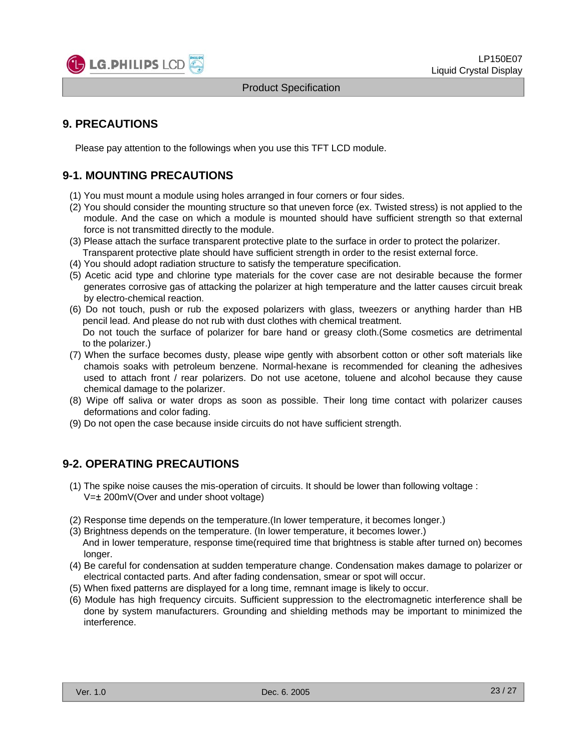## 9. PRECAUTIONS

Please pay attention to the followings when you use this TFT LCD module.

### 9-1. MOUNTING PRECAUTIONS

(1) You must mount a module using holes arranged in four corners or four sides.
(2) You should consider the mounting structure so that uneven force (ex. Twisted stress) is not applied to the module. And the case on which a module is mounted should have sufficient strength so that external force is not transmitted directly to the module.
(3) Please attach the surface transparent protective plate to the surface in order to protect the polarizer. Transparent protective plate should have sufficient strength in order to the resist external force.
(4) You should adopt radiation structure to satisfy the temperature specification.
(5) Acetic acid type and chlorine type materials for the cover case are not desirable because the former generates corrosive gas of attacking the polarizer at high temperature and the latter causes circuit break by electro-chemical reaction.
(6) Do not touch, push or rub the exposed polarizers with glass, tweezers or anything harder than HB pencil lead. And please do not rub with dust clothes with chemical treatment.
Do not touch the surface of polarizer for bare hand or greasy cloth.(Some cosmetics are detrimental to the polarizer.)
(7) When the surface becomes dusty, please wipe gently with absorbent cotton or other soft materials like chamois soaks with petroleum benzene. Normal-hexane is recommended for cleaning the adhesives used to attach front / rear polarizers. Do not use acetone, toluene and alcohol because they cause chemical damage to the polarizer.
(8) Wipe off saliva or water drops as soon as possible. Their long time contact with polarizer causes deformations and color fading.
(9) Do not open the case because inside circuits do not have sufficient strength.

### 9-2. OPERATING PRECAUTIONS

(1) The spike noise causes the mis-operation of circuits. It should be lower than following voltage :
V=± 200mV(Over and under shoot voltage)

(2) Response time depends on the temperature.(In lower temperature, it becomes longer.)
(3) Brightness depends on the temperature. (In lower temperature, it becomes lower.)
And in lower temperature, response time(required time that brightness is stable after turned on) becomes longer.
(4) Be careful for condensation at sudden temperature change. Condensation makes damage to polarizer or electrical contacted parts. And after fading condensation, smear or spot will occur.
(5) When fixed patterns are displayed for a long time, remnant image is likely to occur.
(6) Module has high frequency circuits. Sufficient suppression to the electromagnetic interference shall be done by system manufacturers. Grounding and shielding methods may be important to minimized the interference.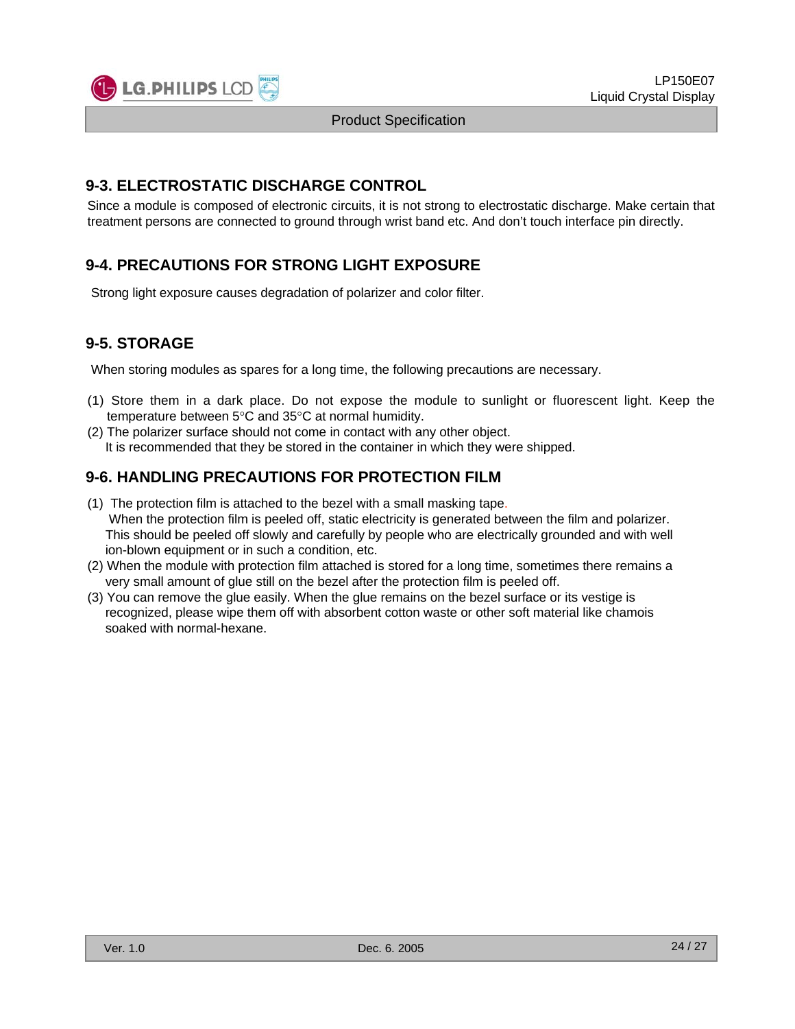## 9-3. ELECTROSTATIC DISCHARGE CONTROL

Since a module is composed of electronic circuits, it is not strong to electrostatic discharge. Make certain that treatment persons are connected to ground through wrist band etc. And don't touch interface pin directly.

## 9-4. PRECAUTIONS FOR STRONG LIGHT EXPOSURE

Strong light exposure causes degradation of polarizer and color filter.

## 9-5. STORAGE

When storing modules as spares for a long time, the following precautions are necessary.

(1) Store them in a dark place. Do not expose the module to sunlight or fluorescent light. Keep the temperature between 5°C and 35°C at normal humidity.
(2) The polarizer surface should not come in contact with any other object.
It is recommended that they be stored in the container in which they were shipped.

## 9-6. HANDLING PRECAUTIONS FOR PROTECTION FILM

(1) The protection film is attached to the bezel with a small masking tape.
When the protection film is peeled off, static electricity is generated between the film and polarizer.
This should be peeled off slowly and carefully by people who are electrically grounded and with well ion-blown equipment or in such a condition, etc.
(2) When the module with protection film attached is stored for a long time, sometimes there remains a very small amount of glue still on the bezel after the protection film is peeled off.
(3) You can remove the glue easily. When the glue remains on the bezel surface or its vestige is recognized, please wipe them off with absorbent cotton waste or other soft material like chamois soaked with normal-hexane.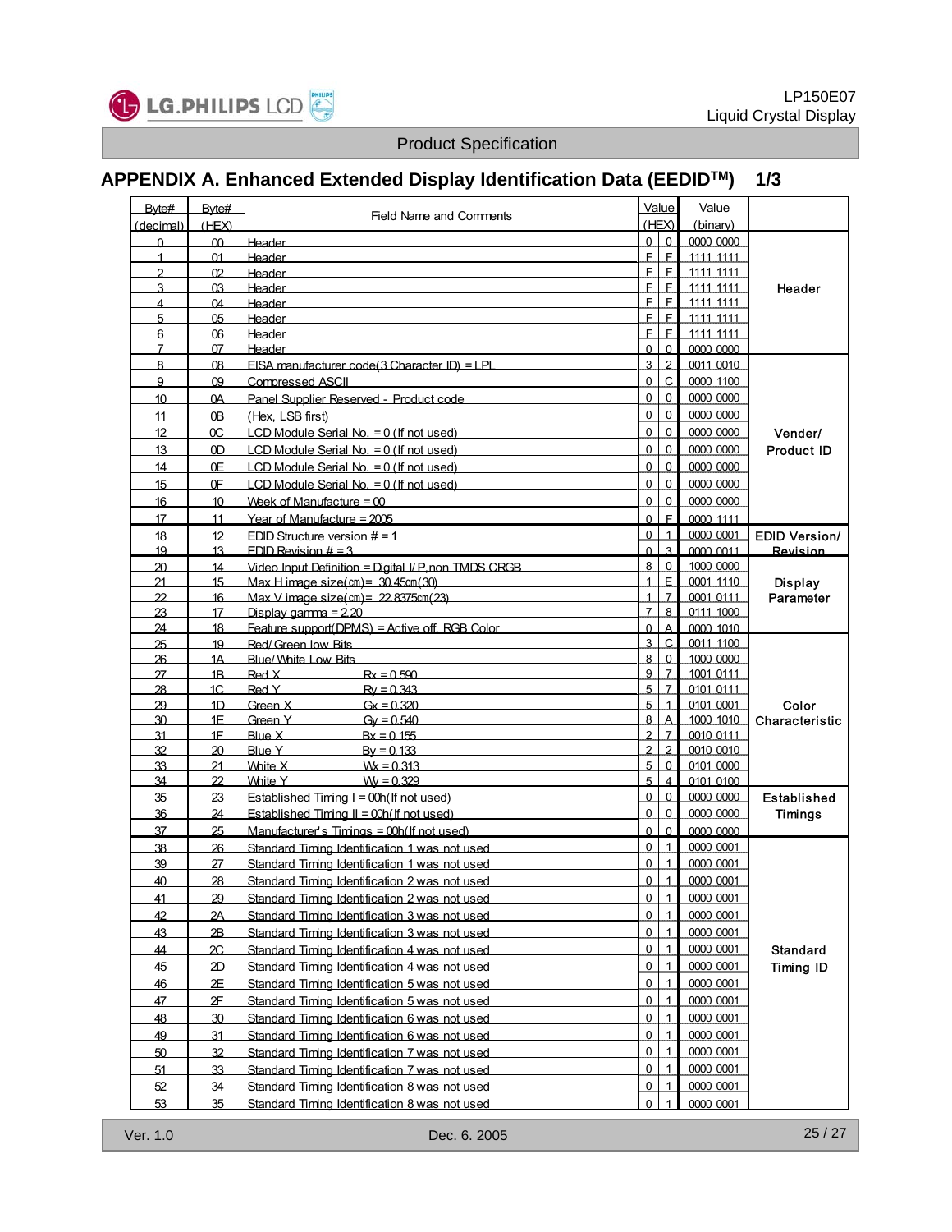## APPENDIX A. Enhanced Extended Display Identification Data (EEDID[TM]) 1/3

| Byte# (decimal) | Byte# (HEX) | Field Name and Comments | Value (HEX) | Value (binary) | |
|---|---|---|---|---|---|
| 0 | 00 | Header | 00 | 0000 0000 | Header |
| 1 | 01 | Header | FF | 1111 1111 | |
| 2 | 02 | Header | FF | 1111 1111 | |
| 3 | 03 | Header | FF | 1111 1111 | |
| 4 | 04 | Header | FF | 1111 1111 | |
| 5 | 05 | Header | FF | 1111 1111 | |
| 6 | 06 | Header | FF | 1111 1111 | |
| 7 | 07 | Header | 00 | 0000 0000 | |
| 8 | 08 | EISA manufacturer code(3 Character ID) = LPL | 32 | 0011 0010 | Vender/ Product ID |
| 9 | 09 | Compressed ASCII | 0C | 0000 1100 | |
| 10 | 0A | Panel Supplier Reserved - Product code | 00 | 0000 0000 | |
| 11 | 0B | (Hex. LSB first) | 00 | 0000 0000 | |
| 12 | 0C | LCD Module Serial No. = 0 (If not used) | 00 | 0000 0000 | |
| 13 | 0D | LCD Module Serial No. = 0 (If not used) | 00 | 0000 0000 | |
| 14 | 0E | LCD Module Serial No. = 0 (If not used) | 00 | 0000 0000 | |
| 15 | 0F | LCD Module Serial No. = 0 (If not used) | 00 | 0000 0000 | |
| 16 | 10 | Week of Manufacture = 00 | 00 | 0000 0000 | |
| 17 | 11 | Year of Manufacture = 2005 | 0F | 0000 1111 | |
| 18 | 12 | EDID Structure version # = 1 | 01 | 0000 0001 | EDID Version/ Revision |
| 19 | 13 | EDID Revision # = 3 | 03 | 0000 0011 | |
| 20 | 14 | Video Input Definition = Digital I/ P,non TMDS CRGB | 80 | 1000 0000 | Display Parameter |
| 21 | 15 | Max H image size(cm)= 30.45cm(30) | 1E | 0001 1110 | |
| 22 | 16 | Max V image size(cm)= 22.8375cm(23) | 17 | 0001 0111 | |
| 23 | 17 | Display gamma = 2.20 | 78 | 0111 1000 | |
| 24 | 18 | Feature support(DPMS) = Active off, RGB Color | 0A | 0000 1010 | |
| 25 | 19 | Red/ Green low Bits | 3C | 0011 1100 | Color Characteristic |
| 26 | 1A | Blue/ White Low Bits | 80 | 1000 0000 | |
| 27 | 1B | Red X    Rx = 0.590 | 97 | 1001 0111 | |
| 28 | 1C | Red Y    Ry = 0.343 | 57 | 0101 0111 | |
| 29 | 1D | Green X    Gx = 0.320 | 51 | 0101 0001 | |
| 30 | 1E | Green Y    Gy = 0.540 | 8A | 1000 1010 | |
| 31 | 1F | Blue X    Bx = 0.155 | 27 | 0010 0111 | |
| 32 | 20 | Blue Y    By = 0.133 | 22 | 0010 0010 | |
| 33 | 21 | White X    Wx = 0.313 | 50 | 0101 0000 | |
| 34 | 22 | White Y    Wy = 0.329 | 54 | 0101 0100 | |
| 35 | 23 | Established Timing I = 00h(If not used) | 00 | 0000 0000 | Established Timings |
| 36 | 24 | Established Timing II = 00h(If not used) | 00 | 0000 0000 | |
| 37 | 25 | Manufacturer's Timings = 00h(If not used) | 00 | 0000 0000 | |
| 38 | 26 | Standard Timing Identification 1 was not used | 01 | 0000 0001 | Standard Timing ID |
| 39 | 27 | Standard Timing Identification 1 was not used | 01 | 0000 0001 | |
| 40 | 28 | Standard Timing Identification 2 was not used | 01 | 0000 0001 | |
| 41 | 29 | Standard Timing Identification 2 was not used | 01 | 0000 0001 | |
| 42 | 2A | Standard Timing Identification 3 was not used | 01 | 0000 0001 | |
| 43 | 2B | Standard Timing Identification 3 was not used | 01 | 0000 0001 | |
| 44 | 2C | Standard Timing Identification 4 was not used | 01 | 0000 0001 | |
| 45 | 2D | Standard Timing Identification 4 was not used | 01 | 0000 0001 | |
| 46 | 2E | Standard Timing Identification 5 was not used | 01 | 0000 0001 | |
| 47 | 2F | Standard Timing Identification 5 was not used | 01 | 0000 0001 | |
| 48 | 30 | Standard Timing Identification 6 was not used | 01 | 0000 0001 | |
| 49 | 31 | Standard Timing Identification 6 was not used | 01 | 0000 0001 | |
| 50 | 32 | Standard Timing Identification 7 was not used | 01 | 0000 0001 | |
| 51 | 33 | Standard Timing Identification 7 was not used | 01 | 0000 0001 | |
| 52 | 34 | Standard Timing Identification 8 was not used | 01 | 0000 0001 | |
| 53 | 35 | Standard Timing Identification 8 was not used | 01 | 0000 0001 | |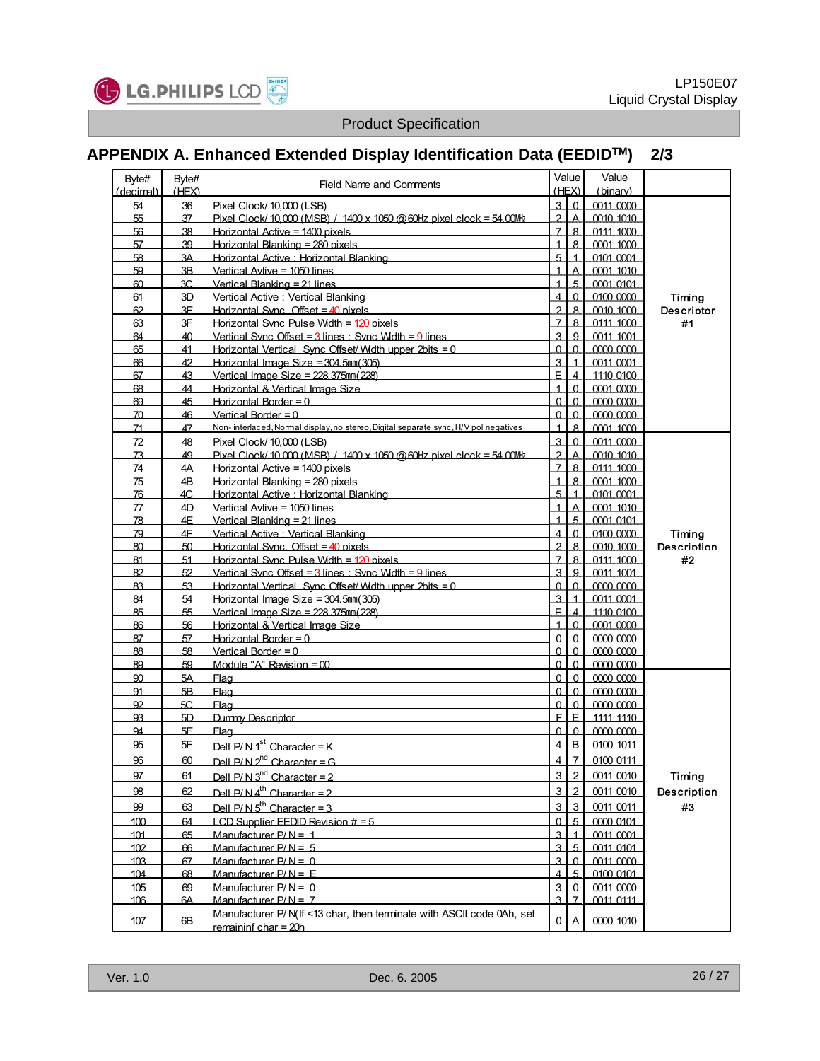## APPENDIX A. Enhanced Extended Display Identification Data (EEDID™)　2/3

| Byte# (decimal) | Byte# (HEX) | Field Name and Comments | Value (HEX) | Value (binary) | |
|---|---|---|---|---|---|
| 54 | 36 | Pixel Clock/ 10,000 (LSB) | 30 | 0011 0000 | Timing Descriptor #1 |
| 55 | 37 | Pixel Clock/ 10,000 (MSB) / 1400 x 1050 @ 60Hz pixel clock = 54.00MHz | 2A | 0010 1010 | |
| 56 | 38 | Horizontal Active = 1400 pixels | 78 | 0111 1000 | |
| 57 | 39 | Horizontal Blanking = 280 pixels | 18 | 0001 1000 | |
| 58 | 3A | Horizontal Active : Horizontal Blanking | 51 | 0101 0001 | |
| 59 | 3B | Vertical Avtive = 1050 lines | 1A | 0001 1010 | |
| 60 | 3C | Vertical Blanking = 21 lines | 15 | 0001 0101 | |
| 61 | 3D | Vertical Active : Vertical Blanking | 40 | 0100 0000 | |
| 62 | 3E | Horizontal Sync. Offset = 40 pixels | 28 | 0010 1000 | |
| 63 | 3F | Horizontal Sync Pulse Width = 120 pixels | 78 | 0111 1000 | |
| 64 | 40 | Vertical Sync Offset = 3 lines : Sync Width = 9 lines | 39 | 0011 1001 | |
| 65 | 41 | Horizontal Vertical Sync Offset/ Width upper 2bits = 0 | 00 | 0000 0000 | |
| 66 | 42 | Horizontal Image Size = 304.5mm(305) | 31 | 0011 0001 | |
| 67 | 43 | Vertical Image Size = 228.375mm(228) | E4 | 1110 0100 | |
| 68 | 44 | Horizontal & Vertical Image Size | 10 | 0001 0000 | |
| 69 | 45 | Horizontal Border = 0 | 00 | 0000 0000 | |
| 70 | 46 | Vertical Border = 0 | 00 | 0000 0000 | |
| 71 | 47 | Non-interlaced, Normal display, no stereo, Digital separate sync, H/V pol negatives | 18 | 0001 1000 | |
| 72 | 48 | Pixel Clock/ 10,000 (LSB) | 30 | 0011 0000 | Timing Description #2 |
| 73 | 49 | Pixel Clock/ 10,000 (MSB) / 1400 x 1050 @ 60Hz pixel clock = 54.00MHz | 2A | 0010 1010 | |
| 74 | 4A | Horizontal Active = 1400 pixels | 78 | 0111 1000 | |
| 75 | 4B | Horizontal Blanking = 280 pixels | 18 | 0001 1000 | |
| 76 | 4C | Horizontal Active : Horizontal Blanking | 51 | 0101 0001 | |
| 77 | 4D | Vertical Avtive = 1050 lines | 1A | 0001 1010 | |
| 78 | 4E | Vertical Blanking = 21 lines | 15 | 0001 0101 | |
| 79 | 4F | Vertical Active : Vertical Blanking | 40 | 0100 0000 | |
| 80 | 50 | Horizontal Sync. Offset = 40 pixels | 28 | 0010 1000 | |
| 81 | 51 | Horizontal Sync Pulse Width = 120 pixels | 78 | 0111 1000 | |
| 82 | 52 | Vertical Sync Offset = 3 lines : Sync Width = 9 lines | 39 | 0011 1001 | |
| 83 | 53 | Horizontal Vertical Sync Offset/ Width upper 2bits = 0 | 00 | 0000 0000 | |
| 84 | 54 | Horizontal Image Size = 304.5mm(305) | 31 | 0011 0001 | |
| 85 | 55 | Vertical Image Size = 228.375mm(228) | E4 | 1110 0100 | |
| 86 | 56 | Horizontal & Vertical Image Size | 10 | 0001 0000 | |
| 87 | 57 | Horizontal Border = 0 | 00 | 0000 0000 | |
| 88 | 58 | Vertical Border = 0 | 00 | 0000 0000 | |
| 89 | 59 | Module "A" Revision = 00 | 00 | 0000 0000 | |
| 90 | 5A | Flag | 00 | 0000 0000 | Timing Description #3 |
| 91 | 5B | Flag | 00 | 0000 0000 | |
| 92 | 5C | Flag | 00 | 0000 0000 | |
| 93 | 5D | Dummy Descriptor | FE | 1111 1110 | |
| 94 | 5E | Flag | 00 | 0000 0000 | |
| 95 | 5F | Dell P/N 1st Character = K | 4B | 0100 1011 | |
| 96 | 60 | Dell P/N 2nd Character = G | 47 | 0100 0111 | |
| 97 | 61 | Dell P/N 3rd Character = 2 | 32 | 0011 0010 | |
| 98 | 62 | Dell P/N 4th Character = 2 | 32 | 0011 0010 | |
| 99 | 63 | Dell P/N 5th Character = 3 | 33 | 0011 0011 | |
| 100 | 64 | LCD Supplier EEDID Revision # = 5 | 05 | 0000 0101 | |
| 101 | 65 | Manufacturer P/N = 1 | 31 | 0011 0001 | |
| 102 | 66 | Manufacturer P/N = 5 | 35 | 0011 0101 | |
| 103 | 67 | Manufacturer P/N = 0 | 30 | 0011 0000 | |
| 104 | 68 | Manufacturer P/N = E | 45 | 0100 0101 | |
| 105 | 69 | Manufacturer P/N = 0 | 30 | 0011 0000 | |
| 106 | 6A | Manufacturer P/N = 7 | 37 | 0011 0111 | |
| 107 | 6B | Manufacturer P/N(If <13 char, then terminate with ASCII code 0Ah, set remaininf char = 20h | 0A | 0000 1010 | |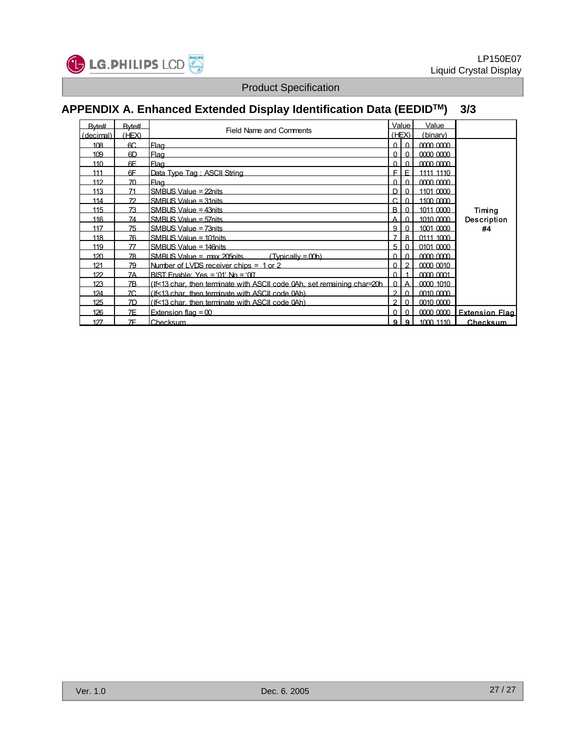## APPENDIX A. Enhanced Extended Display Identification Data (EEDID[TM]) 3/3

| Byte# (decimal) | Byte# (HEX) | Field Name and Comments | Value (HEX) | | Value (binary) | |
|---|---|---|---|---|---|---|
| 108 | 6C | Flag | 0 | 0 | 0000 0000 | Timing Description #4 |
| 109 | 6D | Flag | 0 | 0 | 0000 0000 | |
| 110 | 6E | Flag | 0 | 0 | 0000 0000 | |
| 111 | 6F | Data Type Tag : ASCII String | F | E | 1111 1110 | |
| 112 | 70 | Flag | 0 | 0 | 0000 0000 | |
| 113 | 71 | SMBUS Value = 22nits | D | 0 | 1101 0000 | |
| 114 | 72 | SMBUS Value = 31nits | C | 0 | 1100 0000 | |
| 115 | 73 | SMBUS Value = 43nits | B | 0 | 1011 0000 | |
| 116 | 74 | SMBUS Value = 57nits | A | 0 | 1010 0000 | |
| 117 | 75 | SMBUS Value = 73nits | 9 | 0 | 1001 0000 | |
| 118 | 76 | SMBUS Value = 101nits | 7 | 8 | 0111 1000 | |
| 119 | 77 | SMBUS Value = 146nits | 5 | 0 | 0101 0000 | |
| 120 | 78 | SMBUS Value = max 205nits (Typically = 00h) | 0 | 0 | 0000 0000 | |
| 121 | 79 | Number of LVDS receiver chips = 1 or 2 | 0 | 2 | 0000 0010 | |
| 122 | 7A | BIST Enable: Yes = '01' No = '00' | 0 | 1 | 0000 0001 | |
| 123 | 7B | (If<13 char, then terminate with ASCII code 0Ah, set remaining char=20h | 0 | A | 0000 1010 | |
| 124 | 7C | (If<13 char, then terminate with ASCII code 0Ah) | 2 | 0 | 0010 0000 | |
| 125 | 7D | (If<13 char, then terminate with ASCII code 0Ah) | 2 | 0 | 0010 0000 | |
| 126 | 7E | Extension flag = 00 | 0 | 0 | 0000 0000 | Extension Flag |
| 127 | 7F | Checksum | 9 | 9 | 1000 1110 | Checksum |